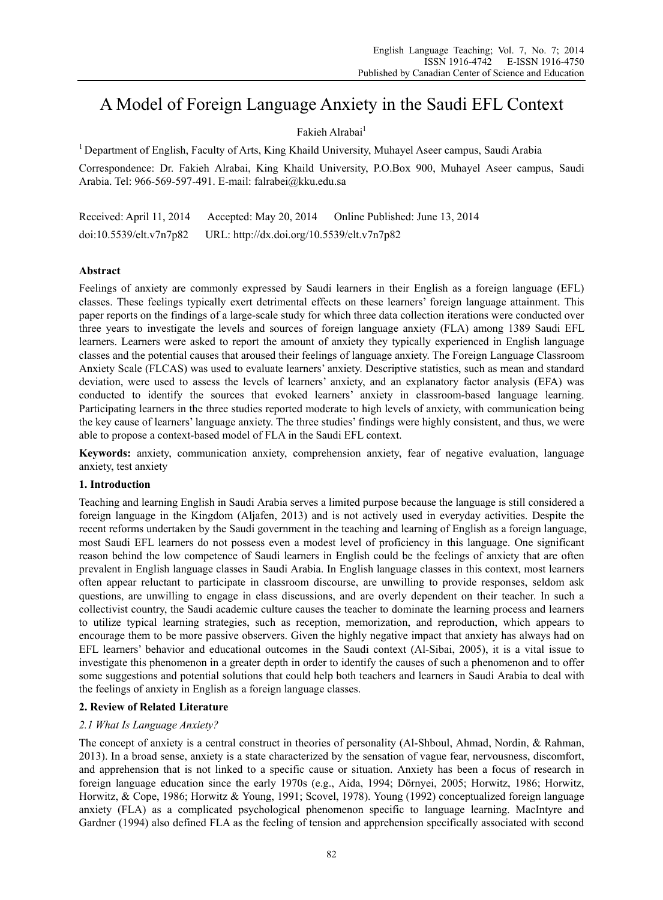# A Model of Foreign Language Anxiety in the Saudi EFL Context

Fakieh Alrabai[1]

[1] Department of English, Faculty of Arts, King Khaild University, Muhayel Aseer campus, Saudi Arabia

Correspondence: Dr. Fakieh Alrabai, King Khaild University, P.O.Box 900, Muhayel Aseer campus, Saudi Arabia. Tel: 966-569-597-491. E-mail: falrabei@kku.edu.sa

Received: April 11, 2014 Accepted: May 20, 2014 Online Published: June 13, 2014

doi:10.5539/elt.v7n7p82 URL: http://dx.doi.org/10.5539/elt.v7n7p82

## Abstract

Feelings of anxiety are commonly expressed by Saudi learners in their English as a foreign language (EFL) classes. These feelings typically exert detrimental effects on these learners' foreign language attainment. This paper reports on the findings of a large-scale study for which three data collection iterations were conducted over three years to investigate the levels and sources of foreign language anxiety (FLA) among 1389 Saudi EFL learners. Learners were asked to report the amount of anxiety they typically experienced in English language classes and the potential causes that aroused their feelings of language anxiety. The Foreign Language Classroom Anxiety Scale (FLCAS) was used to evaluate learners' anxiety. Descriptive statistics, such as mean and standard deviation, were used to assess the levels of learners' anxiety, and an explanatory factor analysis (EFA) was conducted to identify the sources that evoked learners' anxiety in classroom-based language learning. Participating learners in the three studies reported moderate to high levels of anxiety, with communication being the key cause of learners' language anxiety. The three studies' findings were highly consistent, and thus, we were able to propose a context-based model of FLA in the Saudi EFL context.

**Keywords:** anxiety, communication anxiety, comprehension anxiety, fear of negative evaluation, language anxiety, test anxiety

## 1. Introduction

Teaching and learning English in Saudi Arabia serves a limited purpose because the language is still considered a foreign language in the Kingdom (Aljafen, 2013) and is not actively used in everyday activities. Despite the recent reforms undertaken by the Saudi government in the teaching and learning of English as a foreign language, most Saudi EFL learners do not possess even a modest level of proficiency in this language. One significant reason behind the low competence of Saudi learners in English could be the feelings of anxiety that are often prevalent in English language classes in Saudi Arabia. In English language classes in this context, most learners often appear reluctant to participate in classroom discourse, are unwilling to provide responses, seldom ask questions, are unwilling to engage in class discussions, and are overly dependent on their teacher. In such a collectivist country, the Saudi academic culture causes the teacher to dominate the learning process and learners to utilize typical learning strategies, such as reception, memorization, and reproduction, which appears to encourage them to be more passive observers. Given the highly negative impact that anxiety has always had on EFL learners' behavior and educational outcomes in the Saudi context (Al-Sibai, 2005), it is a vital issue to investigate this phenomenon in a greater depth in order to identify the causes of such a phenomenon and to offer some suggestions and potential solutions that could help both teachers and learners in Saudi Arabia to deal with the feelings of anxiety in English as a foreign language classes.

## 2. Review of Related Literature

### *2.1 What Is Language Anxiety?*

The concept of anxiety is a central construct in theories of personality (Al-Shboul, Ahmad, Nordin, & Rahman, 2013). In a broad sense, anxiety is a state characterized by the sensation of vague fear, nervousness, discomfort, and apprehension that is not linked to a specific cause or situation. Anxiety has been a focus of research in foreign language education since the early 1970s (e.g., Aida, 1994; Dörnyei, 2005; Horwitz, 1986; Horwitz, Horwitz, & Cope, 1986; Horwitz & Young, 1991; Scovel, 1978). Young (1992) conceptualized foreign language anxiety (FLA) as a complicated psychological phenomenon specific to language learning. MacIntyre and Gardner (1994) also defined FLA as the feeling of tension and apprehension specifically associated with second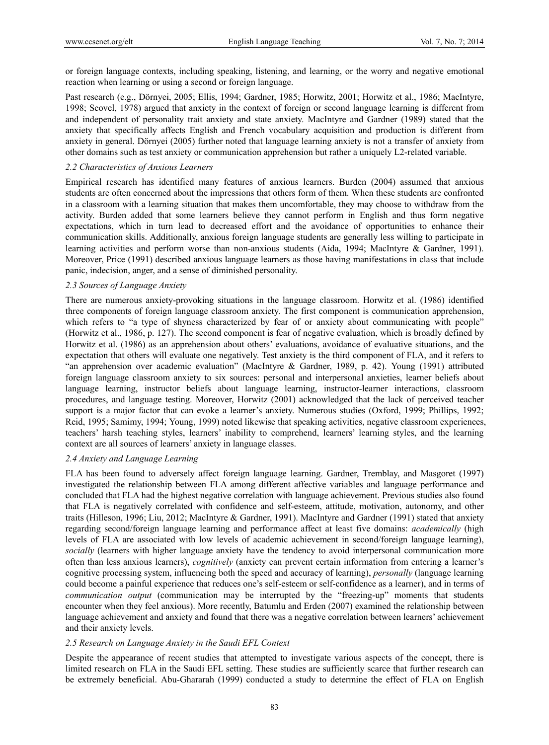or foreign language contexts, including speaking, listening, and learning, or the worry and negative emotional reaction when learning or using a second or foreign language.

Past research (e.g., Dörnyei, 2005; Ellis, 1994; Gardner, 1985; Horwitz, 2001; Horwitz et al., 1986; MacIntyre, 1998; Scovel, 1978) argued that anxiety in the context of foreign or second language learning is different from and independent of personality trait anxiety and state anxiety. MacIntyre and Gardner (1989) stated that the anxiety that specifically affects English and French vocabulary acquisition and production is different from anxiety in general. Dörnyei (2005) further noted that language learning anxiety is not a transfer of anxiety from other domains such as test anxiety or communication apprehension but rather a uniquely L2-related variable.

### *2.2 Characteristics of Anxious Learners*

Empirical research has identified many features of anxious learners. Burden (2004) assumed that anxious students are often concerned about the impressions that others form of them. When these students are confronted in a classroom with a learning situation that makes them uncomfortable, they may choose to withdraw from the activity. Burden added that some learners believe they cannot perform in English and thus form negative expectations, which in turn lead to decreased effort and the avoidance of opportunities to enhance their communication skills. Additionally, anxious foreign language students are generally less willing to participate in learning activities and perform worse than non-anxious students (Aida, 1994; MacIntyre & Gardner, 1991). Moreover, Price (1991) described anxious language learners as those having manifestations in class that include panic, indecision, anger, and a sense of diminished personality.

### *2.3 Sources of Language Anxiety*

There are numerous anxiety-provoking situations in the language classroom. Horwitz et al. (1986) identified three components of foreign language classroom anxiety. The first component is communication apprehension, which refers to "a type of shyness characterized by fear of or anxiety about communicating with people" (Horwitz et al., 1986, p. 127). The second component is fear of negative evaluation, which is broadly defined by Horwitz et al. (1986) as an apprehension about others' evaluations, avoidance of evaluative situations, and the expectation that others will evaluate one negatively. Test anxiety is the third component of FLA, and it refers to "an apprehension over academic evaluation" (MacIntyre & Gardner, 1989, p. 42). Young (1991) attributed foreign language classroom anxiety to six sources: personal and interpersonal anxieties, learner beliefs about language learning, instructor beliefs about language learning, instructor-learner interactions, classroom procedures, and language testing. Moreover, Horwitz (2001) acknowledged that the lack of perceived teacher support is a major factor that can evoke a learner's anxiety. Numerous studies (Oxford, 1999; Phillips, 1992; Reid, 1995; Samimy, 1994; Young, 1999) noted likewise that speaking activities, negative classroom experiences, teachers' harsh teaching styles, learners' inability to comprehend, learners' learning styles, and the learning context are all sources of learners' anxiety in language classes.

### *2.4 Anxiety and Language Learning*

FLA has been found to adversely affect foreign language learning. Gardner, Tremblay, and Masgoret (1997) investigated the relationship between FLA among different affective variables and language performance and concluded that FLA had the highest negative correlation with language achievement. Previous studies also found that FLA is negatively correlated with confidence and self-esteem, attitude, motivation, autonomy, and other traits (Hilleson, 1996; Liu, 2012; MacIntyre & Gardner, 1991). MacIntyre and Gardner (1991) stated that anxiety regarding second/foreign language learning and performance affect at least five domains: *academically* (high levels of FLA are associated with low levels of academic achievement in second/foreign language learning), *socially* (learners with higher language anxiety have the tendency to avoid interpersonal communication more often than less anxious learners), *cognitively* (anxiety can prevent certain information from entering a learner's cognitive processing system, influencing both the speed and accuracy of learning), *personally* (language learning could become a painful experience that reduces one's self-esteem or self-confidence as a learner), and in terms of *communication output* (communication may be interrupted by the "freezing-up" moments that students encounter when they feel anxious). More recently, Batumlu and Erden (2007) examined the relationship between language achievement and anxiety and found that there was a negative correlation between learners' achievement and their anxiety levels.

### *2.5 Research on Language Anxiety in the Saudi EFL Context*

Despite the appearance of recent studies that attempted to investigate various aspects of the concept, there is limited research on FLA in the Saudi EFL setting. These studies are sufficiently scarce that further research can be extremely beneficial. Abu-Ghararah (1999) conducted a study to determine the effect of FLA on English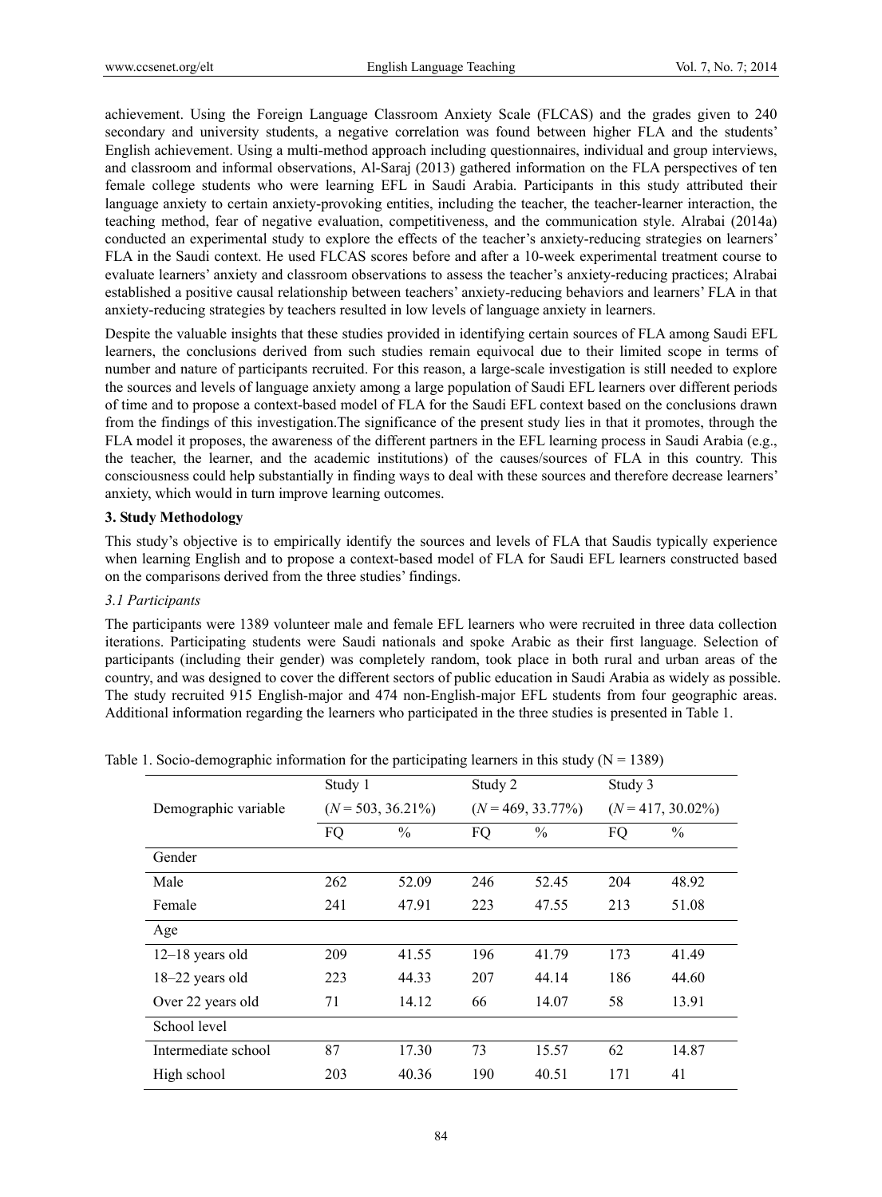achievement. Using the Foreign Language Classroom Anxiety Scale (FLCAS) and the grades given to 240 secondary and university students, a negative correlation was found between higher FLA and the students' English achievement. Using a multi-method approach including questionnaires, individual and group interviews, and classroom and informal observations, Al-Saraj (2013) gathered information on the FLA perspectives of ten female college students who were learning EFL in Saudi Arabia. Participants in this study attributed their language anxiety to certain anxiety-provoking entities, including the teacher, the teacher-learner interaction, the teaching method, fear of negative evaluation, competitiveness, and the communication style. Alrabai (2014a) conducted an experimental study to explore the effects of the teacher's anxiety-reducing strategies on learners' FLA in the Saudi context. He used FLCAS scores before and after a 10-week experimental treatment course to evaluate learners' anxiety and classroom observations to assess the teacher's anxiety-reducing practices; Alrabai established a positive causal relationship between teachers' anxiety-reducing behaviors and learners' FLA in that anxiety-reducing strategies by teachers resulted in low levels of language anxiety in learners.

Despite the valuable insights that these studies provided in identifying certain sources of FLA among Saudi EFL learners, the conclusions derived from such studies remain equivocal due to their limited scope in terms of number and nature of participants recruited. For this reason, a large-scale investigation is still needed to explore the sources and levels of language anxiety among a large population of Saudi EFL learners over different periods of time and to propose a context-based model of FLA for the Saudi EFL context based on the conclusions drawn from the findings of this investigation.The significance of the present study lies in that it promotes, through the FLA model it proposes, the awareness of the different partners in the EFL learning process in Saudi Arabia (e.g., the teacher, the learner, and the academic institutions) of the causes/sources of FLA in this country. This consciousness could help substantially in finding ways to deal with these sources and therefore decrease learners' anxiety, which would in turn improve learning outcomes.

## 3. Study Methodology

This study's objective is to empirically identify the sources and levels of FLA that Saudis typically experience when learning English and to propose a context-based model of FLA for Saudi EFL learners constructed based on the comparisons derived from the three studies' findings.

### *3.1 Participants*

The participants were 1389 volunteer male and female EFL learners who were recruited in three data collection iterations. Participating students were Saudi nationals and spoke Arabic as their first language. Selection of participants (including their gender) was completely random, took place in both rural and urban areas of the country, and was designed to cover the different sectors of public education in Saudi Arabia as widely as possible. The study recruited 915 English-major and 474 non-English-major EFL students from four geographic areas. Additional information regarding the learners who participated in the three studies is presented in Table 1.

Table 1. Socio-demographic information for the participating learners in this study (N = 1389)

| Demographic variable | Study 1 (*N* = 503, 36.21%) | | Study 2 (*N* = 469, 33.77%) | | Study 3 (*N* = 417, 30.02%) | |
|---|---|---|---|---|---|---|
| | FQ | % | FQ | % | FQ | % |
| Gender | | | | | | |
| Male | 262 | 52.09 | 246 | 52.45 | 204 | 48.92 |
| Female | 241 | 47.91 | 223 | 47.55 | 213 | 51.08 |
| Age | | | | | | |
| 12–18 years old | 209 | 41.55 | 196 | 41.79 | 173 | 41.49 |
| 18–22 years old | 223 | 44.33 | 207 | 44.14 | 186 | 44.60 |
| Over 22 years old | 71 | 14.12 | 66 | 14.07 | 58 | 13.91 |
| School level | | | | | | |
| Intermediate school | 87 | 17.30 | 73 | 15.57 | 62 | 14.87 |
| High school | 203 | 40.36 | 190 | 40.51 | 171 | 41 |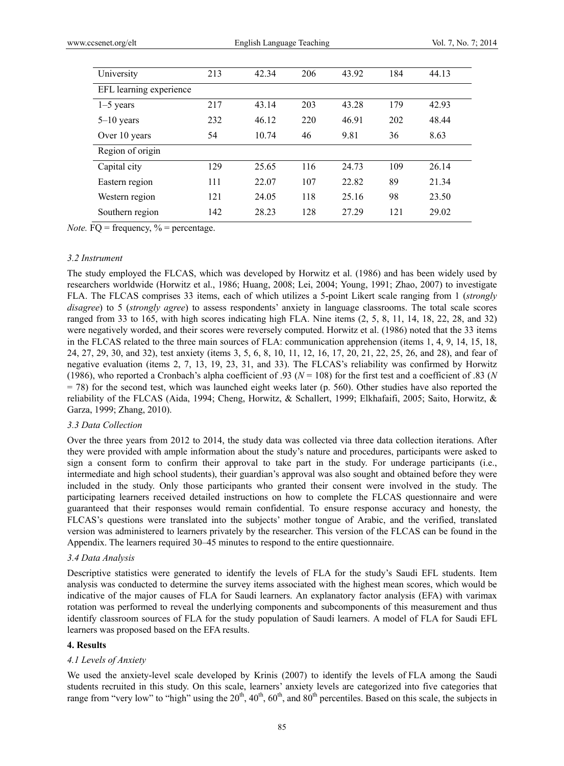| | | | | | | |
|---|---|---|---|---|---|---|
| University | 213 | 42.34 | 206 | 43.92 | 184 | 44.13 |
| EFL learning experience | | | | | | |
| 1–5 years | 217 | 43.14 | 203 | 43.28 | 179 | 42.93 |
| 5–10 years | 232 | 46.12 | 220 | 46.91 | 202 | 48.44 |
| Over 10 years | 54 | 10.74 | 46 | 9.81 | 36 | 8.63 |
| Region of origin | | | | | | |
| Capital city | 129 | 25.65 | 116 | 24.73 | 109 | 26.14 |
| Eastern region | 111 | 22.07 | 107 | 22.82 | 89 | 21.34 |
| Western region | 121 | 24.05 | 118 | 25.16 | 98 | 23.50 |
| Southern region | 142 | 28.23 | 128 | 27.29 | 121 | 29.02 |

*Note.* FQ = frequency, % = percentage.

### *3.2 Instrument*

The study employed the FLCAS, which was developed by Horwitz et al. (1986) and has been widely used by researchers worldwide (Horwitz et al., 1986; Huang, 2008; Lei, 2004; Young, 1991; Zhao, 2007) to investigate FLA. The FLCAS comprises 33 items, each of which utilizes a 5-point Likert scale ranging from 1 (*strongly disagree*) to 5 (*strongly agree*) to assess respondents' anxiety in language classrooms. The total scale scores ranged from 33 to 165, with high scores indicating high FLA. Nine items (2, 5, 8, 11, 14, 18, 22, 28, and 32) were negatively worded, and their scores were reversely computed. Horwitz et al. (1986) noted that the 33 items in the FLCAS related to the three main sources of FLA: communication apprehension (items 1, 4, 9, 14, 15, 18, 24, 27, 29, 30, and 32), test anxiety (items 3, 5, 6, 8, 10, 11, 12, 16, 17, 20, 21, 22, 25, 26, and 28), and fear of negative evaluation (items 2, 7, 13, 19, 23, 31, and 33). The FLCAS's reliability was confirmed by Horwitz (1986), who reported a Cronbach's alpha coefficient of .93 ($N$ = 108) for the first test and a coefficient of .83 ($N$ = 78) for the second test, which was launched eight weeks later (p. 560). Other studies have also reported the reliability of the FLCAS (Aida, 1994; Cheng, Horwitz, & Schallert, 1999; Elkhafaifi, 2005; Saito, Horwitz, & Garza, 1999; Zhang, 2010).

### *3.3 Data Collection*

Over the three years from 2012 to 2014, the study data was collected via three data collection iterations. After they were provided with ample information about the study's nature and procedures, participants were asked to sign a consent form to confirm their approval to take part in the study. For underage participants (i.e., intermediate and high school students), their guardian's approval was also sought and obtained before they were included in the study. Only those participants who granted their consent were involved in the study. The participating learners received detailed instructions on how to complete the FLCAS questionnaire and were guaranteed that their responses would remain confidential. To ensure response accuracy and honesty, the FLCAS's questions were translated into the subjects' mother tongue of Arabic, and the verified, translated version was administered to learners privately by the researcher. This version of the FLCAS can be found in the Appendix. The learners required 30–45 minutes to respond to the entire questionnaire.

### *3.4 Data Analysis*

Descriptive statistics were generated to identify the levels of FLA for the study's Saudi EFL students. Item analysis was conducted to determine the survey items associated with the highest mean scores, which would be indicative of the major causes of FLA for Saudi learners. An explanatory factor analysis (EFA) with varimax rotation was performed to reveal the underlying components and subcomponents of this measurement and thus identify classroom sources of FLA for the study population of Saudi learners. A model of FLA for Saudi EFL learners was proposed based on the EFA results.

## **4. Results**

### *4.1 Levels of Anxiety*

We used the anxiety-level scale developed by Krinis (2007) to identify the levels of FLA among the Saudi students recruited in this study. On this scale, learners' anxiety levels are categorized into five categories that range from "very low" to "high" using the 20th, 40th, 60th, and 80th percentiles. Based on this scale, the subjects in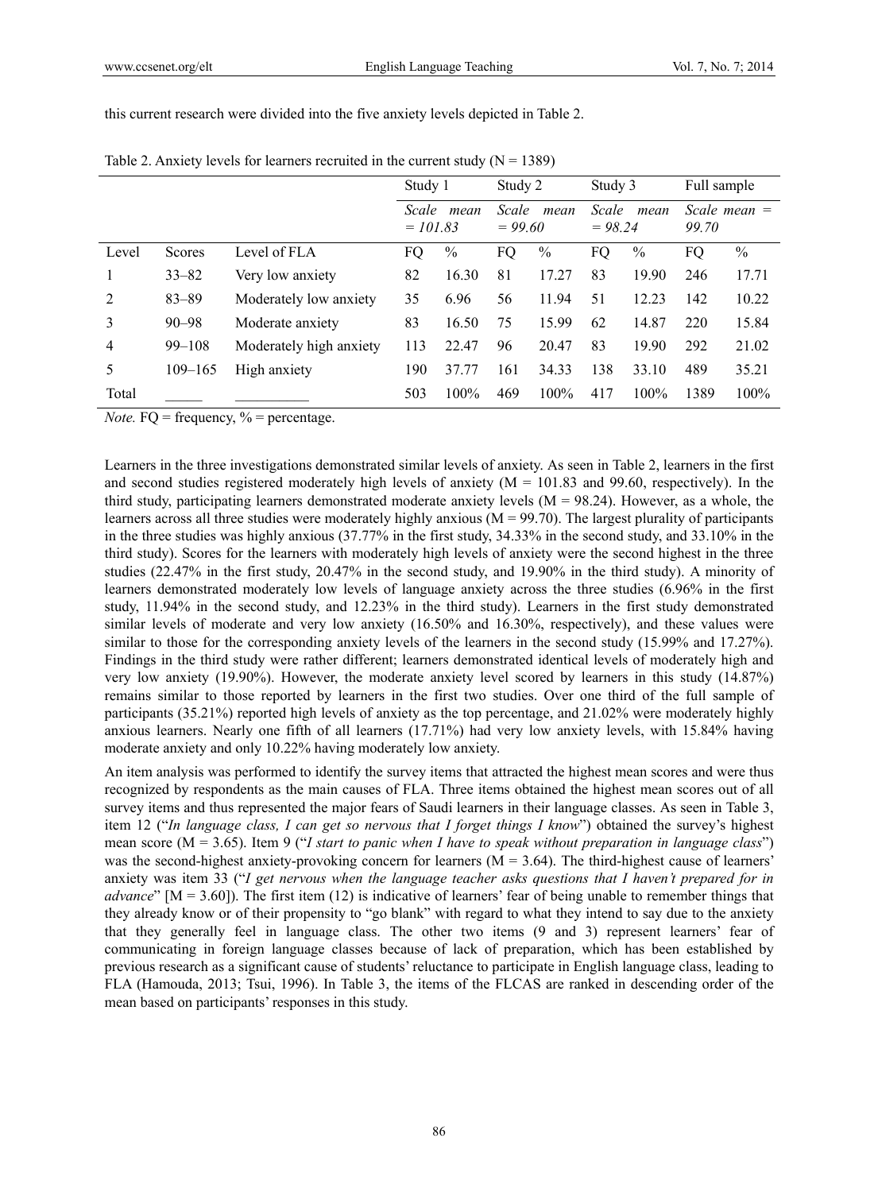this current research were divided into the five anxiety levels depicted in Table 2.

Table 2. Anxiety levels for learners recruited in the current study (N = 1389)

| | | | Study 1 | | Study 2 | | Study 3 | | Full sample | |
|---|---|---|---|---|---|---|---|---|---|---|
| | | | *Scale mean = 101.83* | | *Scale mean = 99.60* | | *Scale mean = 98.24* | | *Scale mean = 99.70* | |
| Level | Scores | Level of FLA | FQ | % | FQ | % | FQ | % | FQ | % |
| 1 | 33–82 | Very low anxiety | 82 | 16.30 | 81 | 17.27 | 83 | 19.90 | 246 | 17.71 |
| 2 | 83–89 | Moderately low anxiety | 35 | 6.96 | 56 | 11.94 | 51 | 12.23 | 142 | 10.22 |
| 3 | 90–98 | Moderate anxiety | 83 | 16.50 | 75 | 15.99 | 62 | 14.87 | 220 | 15.84 |
| 4 | 99–108 | Moderately high anxiety | 113 | 22.47 | 96 | 20.47 | 83 | 19.90 | 292 | 21.02 |
| 5 | 109–165 | High anxiety | 190 | 37.77 | 161 | 34.33 | 138 | 33.10 | 489 | 35.21 |
| Total | _____ | __________ | 503 | 100% | 469 | 100% | 417 | 100% | 1389 | 100% |

*Note.* FQ = frequency, % = percentage.

Learners in the three investigations demonstrated similar levels of anxiety. As seen in Table 2, learners in the first and second studies registered moderately high levels of anxiety (M = 101.83 and 99.60, respectively). In the third study, participating learners demonstrated moderate anxiety levels (M = 98.24). However, as a whole, the learners across all three studies were moderately highly anxious (M = 99.70). The largest plurality of participants in the three studies was highly anxious (37.77% in the first study, 34.33% in the second study, and 33.10% in the third study). Scores for the learners with moderately high levels of anxiety were the second highest in the three studies (22.47% in the first study, 20.47% in the second study, and 19.90% in the third study). A minority of learners demonstrated moderately low levels of language anxiety across the three studies (6.96% in the first study, 11.94% in the second study, and 12.23% in the third study). Learners in the first study demonstrated similar levels of moderate and very low anxiety (16.50% and 16.30%, respectively), and these values were similar to those for the corresponding anxiety levels of the learners in the second study (15.99% and 17.27%). Findings in the third study were rather different; learners demonstrated identical levels of moderately high and very low anxiety (19.90%). However, the moderate anxiety level scored by learners in this study (14.87%) remains similar to those reported by learners in the first two studies. Over one third of the full sample of participants (35.21%) reported high levels of anxiety as the top percentage, and 21.02% were moderately highly anxious learners. Nearly one fifth of all learners (17.71%) had very low anxiety levels, with 15.84% having moderate anxiety and only 10.22% having moderately low anxiety.

An item analysis was performed to identify the survey items that attracted the highest mean scores and were thus recognized by respondents as the main causes of FLA. Three items obtained the highest mean scores out of all survey items and thus represented the major fears of Saudi learners in their language classes. As seen in Table 3, item 12 ("*In language class, I can get so nervous that I forget things I know*") obtained the survey's highest mean score (M = 3.65). Item 9 ("*I start to panic when I have to speak without preparation in language class*") was the second-highest anxiety-provoking concern for learners (M = 3.64). The third-highest cause of learners' anxiety was item 33 ("*I get nervous when the language teacher asks questions that I haven't prepared for in advance*" [M = 3.60]). The first item (12) is indicative of learners' fear of being unable to remember things that they already know or of their propensity to "go blank" with regard to what they intend to say due to the anxiety that they generally feel in language class. The other two items (9 and 3) represent learners' fear of communicating in foreign language classes because of lack of preparation, which has been established by previous research as a significant cause of students' reluctance to participate in English language class, leading to FLA (Hamouda, 2013; Tsui, 1996). In Table 3, the items of the FLCAS are ranked in descending order of the mean based on participants' responses in this study.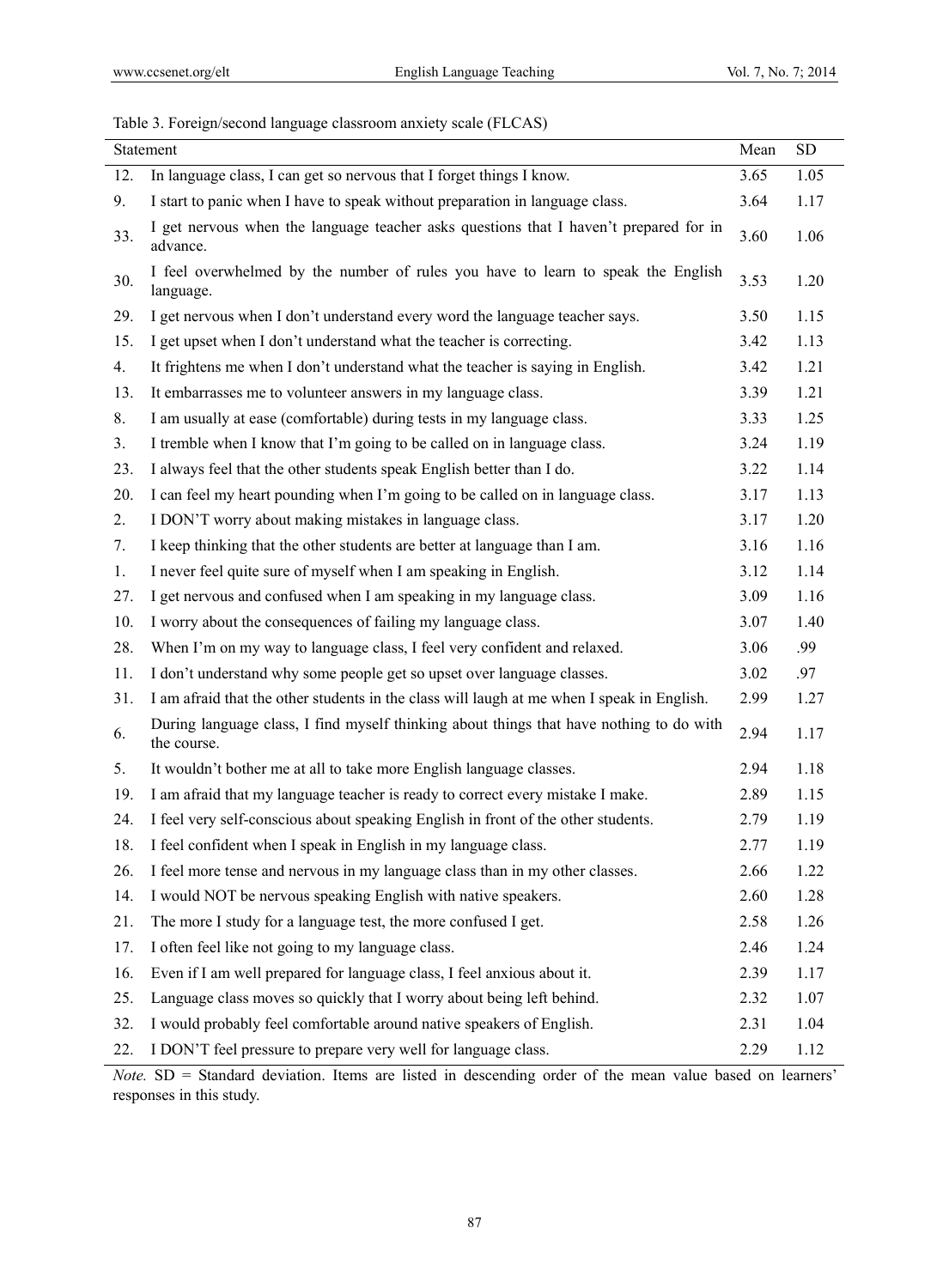Table 3. Foreign/second language classroom anxiety scale (FLCAS)

| Statement | | Mean | SD |
|---|---|---|---|
| 12. | In language class, I can get so nervous that I forget things I know. | 3.65 | 1.05 |
| 9. | I start to panic when I have to speak without preparation in language class. | 3.64 | 1.17 |
| 33. | I get nervous when the language teacher asks questions that I haven't prepared for in advance. | 3.60 | 1.06 |
| 30. | I feel overwhelmed by the number of rules you have to learn to speak the English language. | 3.53 | 1.20 |
| 29. | I get nervous when I don't understand every word the language teacher says. | 3.50 | 1.15 |
| 15. | I get upset when I don't understand what the teacher is correcting. | 3.42 | 1.13 |
| 4. | It frightens me when I don't understand what the teacher is saying in English. | 3.42 | 1.21 |
| 13. | It embarrasses me to volunteer answers in my language class. | 3.39 | 1.21 |
| 8. | I am usually at ease (comfortable) during tests in my language class. | 3.33 | 1.25 |
| 3. | I tremble when I know that I'm going to be called on in language class. | 3.24 | 1.19 |
| 23. | I always feel that the other students speak English better than I do. | 3.22 | 1.14 |
| 20. | I can feel my heart pounding when I'm going to be called on in language class. | 3.17 | 1.13 |
| 2. | I DON'T worry about making mistakes in language class. | 3.17 | 1.20 |
| 7. | I keep thinking that the other students are better at language than I am. | 3.16 | 1.16 |
| 1. | I never feel quite sure of myself when I am speaking in English. | 3.12 | 1.14 |
| 27. | I get nervous and confused when I am speaking in my language class. | 3.09 | 1.16 |
| 10. | I worry about the consequences of failing my language class. | 3.07 | 1.40 |
| 28. | When I'm on my way to language class, I feel very confident and relaxed. | 3.06 | .99 |
| 11. | I don't understand why some people get so upset over language classes. | 3.02 | .97 |
| 31. | I am afraid that the other students in the class will laugh at me when I speak in English. | 2.99 | 1.27 |
| 6. | During language class, I find myself thinking about things that have nothing to do with the course. | 2.94 | 1.17 |
| 5. | It wouldn't bother me at all to take more English language classes. | 2.94 | 1.18 |
| 19. | I am afraid that my language teacher is ready to correct every mistake I make. | 2.89 | 1.15 |
| 24. | I feel very self-conscious about speaking English in front of the other students. | 2.79 | 1.19 |
| 18. | I feel confident when I speak in English in my language class. | 2.77 | 1.19 |
| 26. | I feel more tense and nervous in my language class than in my other classes. | 2.66 | 1.22 |
| 14. | I would NOT be nervous speaking English with native speakers. | 2.60 | 1.28 |
| 21. | The more I study for a language test, the more confused I get. | 2.58 | 1.26 |
| 17. | I often feel like not going to my language class. | 2.46 | 1.24 |
| 16. | Even if I am well prepared for language class, I feel anxious about it. | 2.39 | 1.17 |
| 25. | Language class moves so quickly that I worry about being left behind. | 2.32 | 1.07 |
| 32. | I would probably feel comfortable around native speakers of English. | 2.31 | 1.04 |
| 22. | I DON'T feel pressure to prepare very well for language class. | 2.29 | 1.12 |

*Note.* SD = Standard deviation. Items are listed in descending order of the mean value based on learners' responses in this study.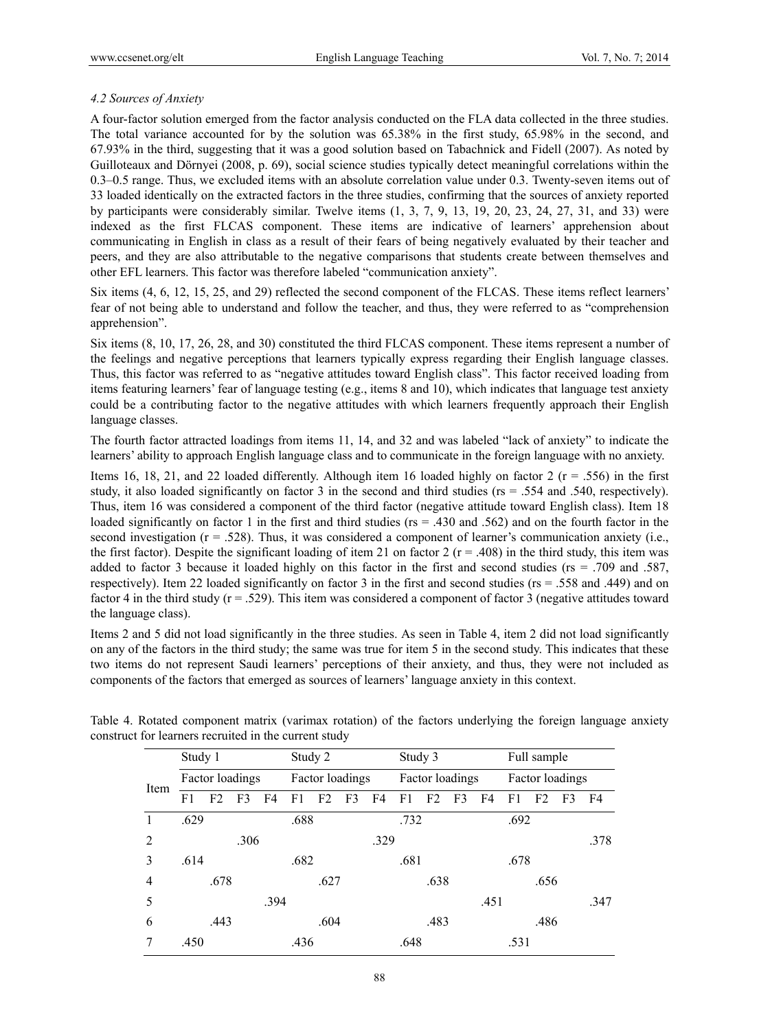### 4.2 Sources of Anxiety

A four-factor solution emerged from the factor analysis conducted on the FLA data collected in the three studies. The total variance accounted for by the solution was 65.38% in the first study, 65.98% in the second, and 67.93% in the third, suggesting that it was a good solution based on Tabachnick and Fidell (2007). As noted by Guilloteaux and Dörnyei (2008, p. 69), social science studies typically detect meaningful correlations within the 0.3–0.5 range. Thus, we excluded items with an absolute correlation value under 0.3. Twenty-seven items out of 33 loaded identically on the extracted factors in the three studies, confirming that the sources of anxiety reported by participants were considerably similar. Twelve items (1, 3, 7, 9, 13, 19, 20, 23, 24, 27, 31, and 33) were indexed as the first FLCAS component. These items are indicative of learners' apprehension about communicating in English in class as a result of their fears of being negatively evaluated by their teacher and peers, and they are also attributable to the negative comparisons that students create between themselves and other EFL learners. This factor was therefore labeled "communication anxiety".

Six items (4, 6, 12, 15, 25, and 29) reflected the second component of the FLCAS. These items reflect learners' fear of not being able to understand and follow the teacher, and thus, they were referred to as "comprehension apprehension".

Six items (8, 10, 17, 26, 28, and 30) constituted the third FLCAS component. These items represent a number of the feelings and negative perceptions that learners typically express regarding their English language classes. Thus, this factor was referred to as "negative attitudes toward English class". This factor received loading from items featuring learners' fear of language testing (e.g., items 8 and 10), which indicates that language test anxiety could be a contributing factor to the negative attitudes with which learners frequently approach their English language classes.

The fourth factor attracted loadings from items 11, 14, and 32 and was labeled "lack of anxiety" to indicate the learners' ability to approach English language class and to communicate in the foreign language with no anxiety.

Items 16, 18, 21, and 22 loaded differently. Although item 16 loaded highly on factor 2 ($r = .556$) in the first study, it also loaded significantly on factor 3 in the second and third studies (rs = .554 and .540, respectively). Thus, item 16 was considered a component of the third factor (negative attitude toward English class). Item 18 loaded significantly on factor 1 in the first and third studies (rs = .430 and .562) and on the fourth factor in the second investigation ($r = .528$). Thus, it was considered a component of learner's communication anxiety (i.e., the first factor). Despite the significant loading of item 21 on factor 2 ($r = .408$) in the third study, this item was added to factor 3 because it loaded highly on this factor in the first and second studies (rs = .709 and .587, respectively). Item 22 loaded significantly on factor 3 in the first and second studies (rs = .558 and .449) and on factor 4 in the third study ($r = .529$). This item was considered a component of factor 3 (negative attitudes toward the language class).

Items 2 and 5 did not load significantly in the three studies. As seen in Table 4, item 2 did not load significantly on any of the factors in the third study; the same was true for item 5 in the second study. This indicates that these two items do not represent Saudi learners' perceptions of their anxiety, and thus, they were not included as components of the factors that emerged as sources of learners' language anxiety in this context.

Table 4. Rotated component matrix (varimax rotation) of the factors underlying the foreign language anxiety construct for learners recruited in the current study

| Item | Study 1 | | | | Study 2 | | | | Study 3 | | | | Full sample | | | |
|---|---|---|---|---|---|---|---|---|---|---|---|---|---|---|---|---|
| | Factor loadings | | | | Factor loadings | | | | Factor loadings | | | | Factor loadings | | | |
| | F1 | F2 | F3 | F4 | F1 | F2 | F3 | F4 | F1 | F2 | F3 | F4 | F1 | F2 | F3 | F4 |
| 1 | .629 | | | | .688 | | | | .732 | | | | .692 | | | |
| 2 | | | .306 | | | | | .329 | | | | | | | | .378 |
| 3 | .614 | | | | .682 | | | | .681 | | | | .678 | | | |
| 4 | | .678 | | | | .627 | | | | .638 | | | | .656 | | |
| 5 | | | | .394 | | | | | | | | .451 | | | | .347 |
| 6 | | .443 | | | | .604 | | | | .483 | | | | .486 | | |
| 7 | .450 | | | | .436 | | | | .648 | | | | .531 | | | |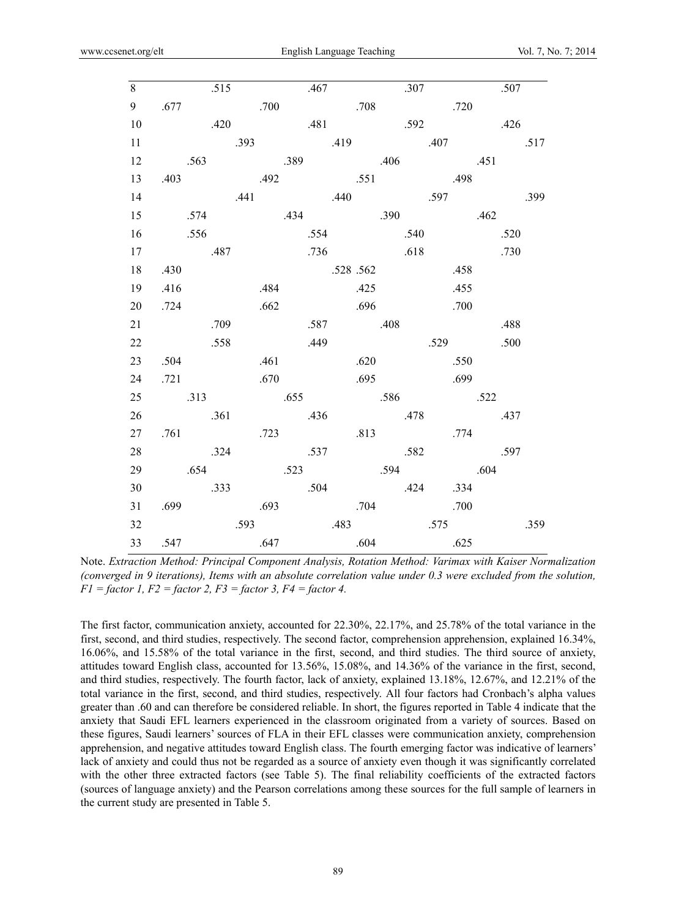| Item | F1 | F2 | F3 | F4 | F1 | F2 | F3 | F4 | F1 | F2 | F3 | F4 | F1 | F2 | F3 | F4 |
|---|---|---|---|---|---|---|---|---|---|---|---|---|---|---|---|---|
| 8 | | | .515 | | | | .467 | | | | .307 | | | | .507 | |
| 9 | .677 | | | | .700 | | | | .708 | | | | .720 | | | |
| 10 | | | .420 | | | | .481 | | | | .592 | | | | .426 | |
| 11 | | | | .393 | | | | .419 | | | | .407 | | | | .517 |
| 12 | | .563 | | | | .389 | | | | .406 | | | | .451 | | |
| 13 | .403 | | | | .492 | | | | .551 | | | | .498 | | | |
| 14 | | | | .441 | | | | .440 | | | | .597 | | | | .399 |
| 15 | | .574 | | | | .434 | | | | .390 | | | | .462 | | |
| 16 | | .556 | | | | | .554 | | | | .540 | | | | .520 | |
| 17 | | | .487 | | | | .736 | | | | .618 | | | | .730 | |
| 18 | .430 | | | | | | | .528 | .562 | | | | .458 | | | |
| 19 | .416 | | | | .484 | | | | .425 | | | | .455 | | | |
| 20 | .724 | | | | .662 | | | | .696 | | | | .700 | | | |
| 21 | | | .709 | | | | .587 | | | .408 | | | | | .488 | |
| 22 | | | .558 | | | | .449 | | | | | .529 | | | .500 | |
| 23 | .504 | | | | .461 | | | | .620 | | | | .550 | | | |
| 24 | .721 | | | | .670 | | | | .695 | | | | .699 | | | |
| 25 | | .313 | | | | .655 | | | | .586 | | | | .522 | | |
| 26 | | | .361 | | | | .436 | | | | .478 | | | | .437 | |
| 27 | .761 | | | | .723 | | | | .813 | | | | .774 | | | |
| 28 | | | .324 | | | | .537 | | | | .582 | | | | .597 | |
| 29 | | .654 | | | | .523 | | | | .594 | | | | .604 | | |
| 30 | | | .333 | | | | .504 | | | | .424 | | .334 | | | |
| 31 | .699 | | | | .693 | | | | .704 | | | | .700 | | | |
| 32 | | | | .593 | | | .483 | | | | | .575 | | | | .359 |
| 33 | .547 | | | | .647 | | | | .604 | | | | .625 | | | |

Note. *Extraction Method: Principal Component Analysis, Rotation Method: Varimax with Kaiser Normalization (converged in 9 iterations), Items with an absolute correlation value under 0.3 were excluded from the solution, F1 = factor 1, F2 = factor 2, F3 = factor 3, F4 = factor 4.*

The first factor, communication anxiety, accounted for 22.30%, 22.17%, and 25.78% of the total variance in the first, second, and third studies, respectively. The second factor, comprehension apprehension, explained 16.34%, 16.06%, and 15.58% of the total variance in the first, second, and third studies. The third source of anxiety, attitudes toward English class, accounted for 13.56%, 15.08%, and 14.36% of the variance in the first, second, and third studies, respectively. The fourth factor, lack of anxiety, explained 13.18%, 12.67%, and 12.21% of the total variance in the first, second, and third studies, respectively. All four factors had Cronbach's alpha values greater than .60 and can therefore be considered reliable. In short, the figures reported in Table 4 indicate that the anxiety that Saudi EFL learners experienced in the classroom originated from a variety of sources. Based on these figures, Saudi learners' sources of FLA in their EFL classes were communication anxiety, comprehension apprehension, and negative attitudes toward English class. The fourth emerging factor was indicative of learners' lack of anxiety and could thus not be regarded as a source of anxiety even though it was significantly correlated with the other three extracted factors (see Table 5). The final reliability coefficients of the extracted factors (sources of language anxiety) and the Pearson correlations among these sources for the full sample of learners in the current study are presented in Table 5.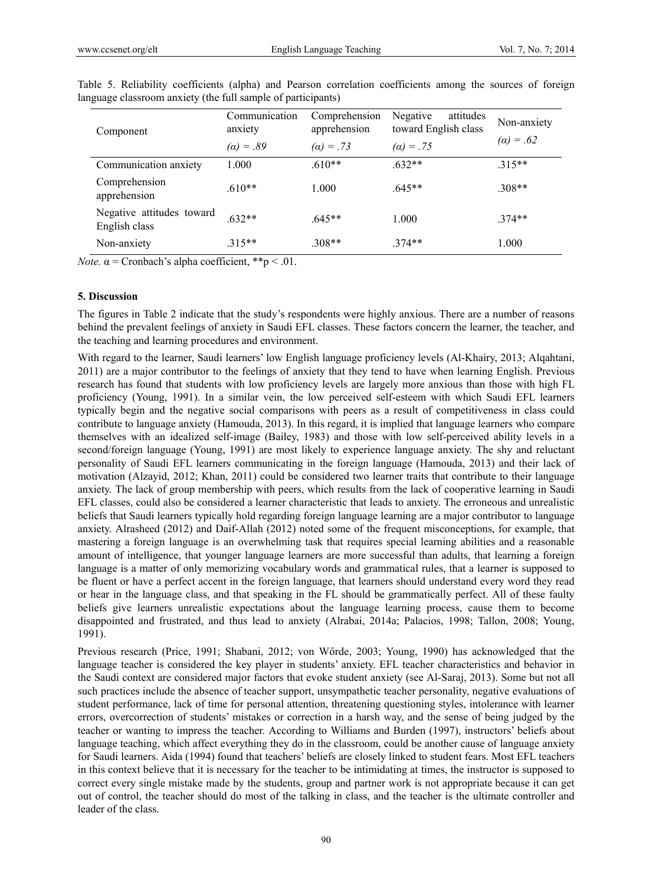Table 5. Reliability coefficients (alpha) and Pearson correlation coefficients among the sources of foreign language classroom anxiety (the full sample of participants)

| Component | Communication anxiety *(α) = .89* | Comprehension apprehension *(α) = .73* | Negative attitudes toward English class *(α) = .75* | Non-anxiety *(α) = .62* |
|---|---|---|---|---|
| Communication anxiety | 1.000 | .610** | .632** | .315** |
| Comprehension apprehension | .610** | 1.000 | .645** | .308** |
| Negative attitudes toward English class | .632** | .645** | 1.000 | .374** |
| Non-anxiety | .315** | .308** | .374** | 1.000 |

*Note.* α = Cronbach's alpha coefficient, **p < .01.

## 5. Discussion

The figures in Table 2 indicate that the study's respondents were highly anxious. There are a number of reasons behind the prevalent feelings of anxiety in Saudi EFL classes. These factors concern the learner, the teacher, and the teaching and learning procedures and environment.

With regard to the learner, Saudi learners' low English language proficiency levels (Al-Khairy, 2013; Alqahtani, 2011) are a major contributor to the feelings of anxiety that they tend to have when learning English. Previous research has found that students with low proficiency levels are largely more anxious than those with high FL proficiency (Young, 1991). In a similar vein, the low perceived self-esteem with which Saudi EFL learners typically begin and the negative social comparisons with peers as a result of competitiveness in class could contribute to language anxiety (Hamouda, 2013). In this regard, it is implied that language learners who compare themselves with an idealized self-image (Bailey, 1983) and those with low self-perceived ability levels in a second/foreign language (Young, 1991) are most likely to experience language anxiety. The shy and reluctant personality of Saudi EFL learners communicating in the foreign language (Hamouda, 2013) and their lack of motivation (Alzayid, 2012; Khan, 2011) could be considered two learner traits that contribute to their language anxiety. The lack of group membership with peers, which results from the lack of cooperative learning in Saudi EFL classes, could also be considered a learner characteristic that leads to anxiety. The erroneous and unrealistic beliefs that Saudi learners typically hold regarding foreign language learning are a major contributor to language anxiety. Alrasheed (2012) and Daif-Allah (2012) noted some of the frequent misconceptions, for example, that mastering a foreign language is an overwhelming task that requires special learning abilities and a reasonable amount of intelligence, that younger language learners are more successful than adults, that learning a foreign language is a matter of only memorizing vocabulary words and grammatical rules, that a learner is supposed to be fluent or have a perfect accent in the foreign language, that learners should understand every word they read or hear in the language class, and that speaking in the FL should be grammatically perfect. All of these faulty beliefs give learners unrealistic expectations about the language learning process, cause them to become disappointed and frustrated, and thus lead to anxiety (Alrabai, 2014a; Palacios, 1998; Tallon, 2008; Young, 1991).

Previous research (Price, 1991; Shabani, 2012; von Wőrde, 2003; Young, 1990) has acknowledged that the language teacher is considered the key player in students' anxiety. EFL teacher characteristics and behavior in the Saudi context are considered major factors that evoke student anxiety (see Al-Saraj, 2013). Some but not all such practices include the absence of teacher support, unsympathetic teacher personality, negative evaluations of student performance, lack of time for personal attention, threatening questioning styles, intolerance with learner errors, overcorrection of students' mistakes or correction in a harsh way, and the sense of being judged by the teacher or wanting to impress the teacher. According to Williams and Burden (1997), instructors' beliefs about language teaching, which affect everything they do in the classroom, could be another cause of language anxiety for Saudi learners. Aida (1994) found that teachers' beliefs are closely linked to student fears. Most EFL teachers in this context believe that it is necessary for the teacher to be intimidating at times, the instructor is supposed to correct every single mistake made by the students, group and partner work is not appropriate because it can get out of control, the teacher should do most of the talking in class, and the teacher is the ultimate controller and leader of the class.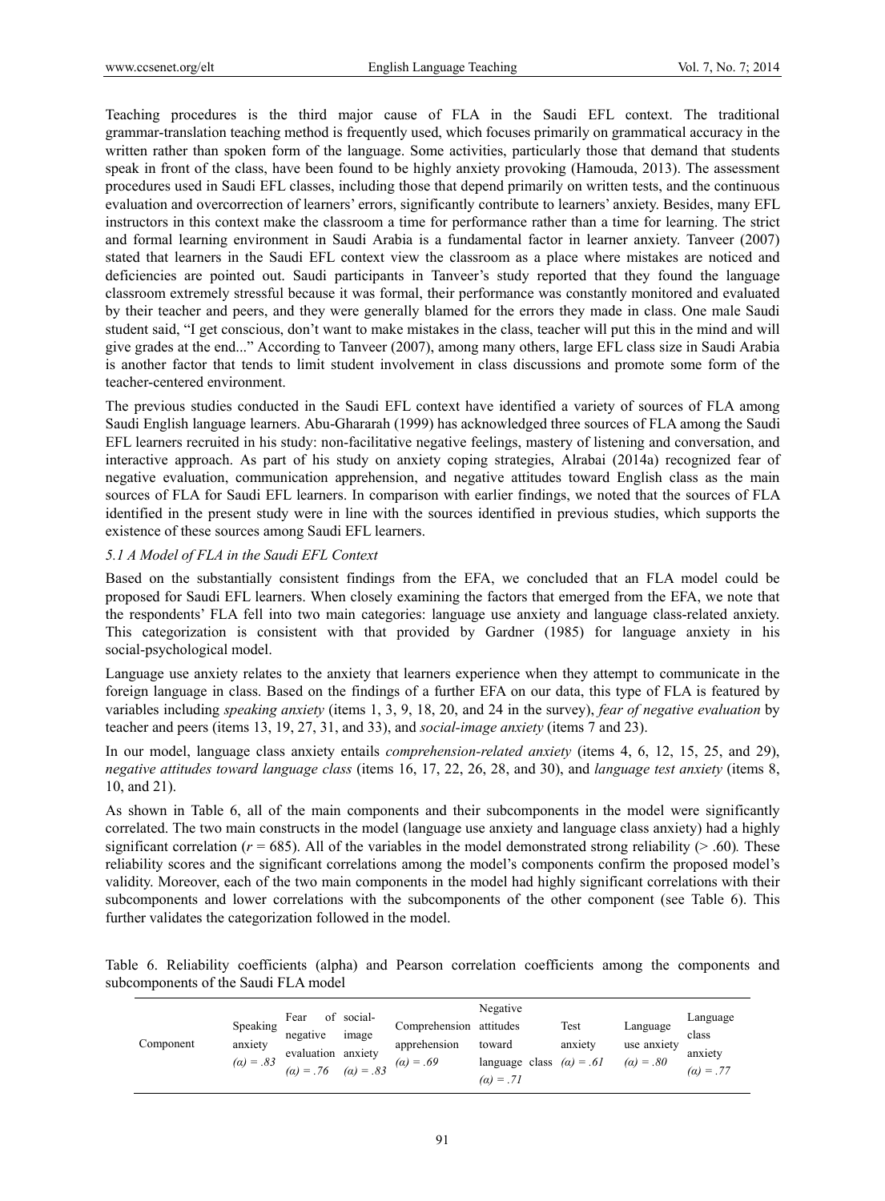Teaching procedures is the third major cause of FLA in the Saudi EFL context. The traditional grammar-translation teaching method is frequently used, which focuses primarily on grammatical accuracy in the written rather than spoken form of the language. Some activities, particularly those that demand that students speak in front of the class, have been found to be highly anxiety provoking (Hamouda, 2013). The assessment procedures used in Saudi EFL classes, including those that depend primarily on written tests, and the continuous evaluation and overcorrection of learners' errors, significantly contribute to learners' anxiety. Besides, many EFL instructors in this context make the classroom a time for performance rather than a time for learning. The strict and formal learning environment in Saudi Arabia is a fundamental factor in learner anxiety. Tanveer (2007) stated that learners in the Saudi EFL context view the classroom as a place where mistakes are noticed and deficiencies are pointed out. Saudi participants in Tanveer's study reported that they found the language classroom extremely stressful because it was formal, their performance was constantly monitored and evaluated by their teacher and peers, and they were generally blamed for the errors they made in class. One male Saudi student said, "I get conscious, don't want to make mistakes in the class, teacher will put this in the mind and will give grades at the end..." According to Tanveer (2007), among many others, large EFL class size in Saudi Arabia is another factor that tends to limit student involvement in class discussions and promote some form of the teacher-centered environment.

The previous studies conducted in the Saudi EFL context have identified a variety of sources of FLA among Saudi English language learners. Abu-Ghararah (1999) has acknowledged three sources of FLA among the Saudi EFL learners recruited in his study: non-facilitative negative feelings, mastery of listening and conversation, and interactive approach. As part of his study on anxiety coping strategies, Alrabai (2014a) recognized fear of negative evaluation, communication apprehension, and negative attitudes toward English class as the main sources of FLA for Saudi EFL learners. In comparison with earlier findings, we noted that the sources of FLA identified in the present study were in line with the sources identified in previous studies, which supports the existence of these sources among Saudi EFL learners.

### *5.1 A Model of FLA in the Saudi EFL Context*

Based on the substantially consistent findings from the EFA, we concluded that an FLA model could be proposed for Saudi EFL learners. When closely examining the factors that emerged from the EFA, we note that the respondents' FLA fell into two main categories: language use anxiety and language class-related anxiety. This categorization is consistent with that provided by Gardner (1985) for language anxiety in his social-psychological model.

Language use anxiety relates to the anxiety that learners experience when they attempt to communicate in the foreign language in class. Based on the findings of a further EFA on our data, this type of FLA is featured by variables including *speaking anxiety* (items 1, 3, 9, 18, 20, and 24 in the survey), *fear of negative evaluation* by teacher and peers (items 13, 19, 27, 31, and 33), and *social-image anxiety* (items 7 and 23).

In our model, language class anxiety entails *comprehension-related anxiety* (items 4, 6, 12, 15, 25, and 29), *negative attitudes toward language class* (items 16, 17, 22, 26, 28, and 30), and *language test anxiety* (items 8, 10, and 21).

As shown in Table 6, all of the main components and their subcomponents in the model were significantly correlated. The two main constructs in the model (language use anxiety and language class anxiety) had a highly significant correlation ($r$ = 685). All of the variables in the model demonstrated strong reliability (> .60). These reliability scores and the significant correlations among the model's components confirm the proposed model's validity. Moreover, each of the two main components in the model had highly significant correlations with their subcomponents and lower correlations with the subcomponents of the other component (see Table 6). This further validates the categorization followed in the model.

Table 6. Reliability coefficients (alpha) and Pearson correlation coefficients among the components and subcomponents of the Saudi FLA model

| Component | Speaking anxiety *(α) = .83* | Fear of negative evaluation *(α) = .76* | social-image anxiety *(α) = .83* | Comprehension apprehension *(α) = .69* | Negative attitudes toward language class *(α) = .71* | Test anxiety *(α) = .61* | Language use anxiety *(α) = .80* | Language class anxiety *(α) = .77* |
|---|---|---|---|---|---|---|---|---|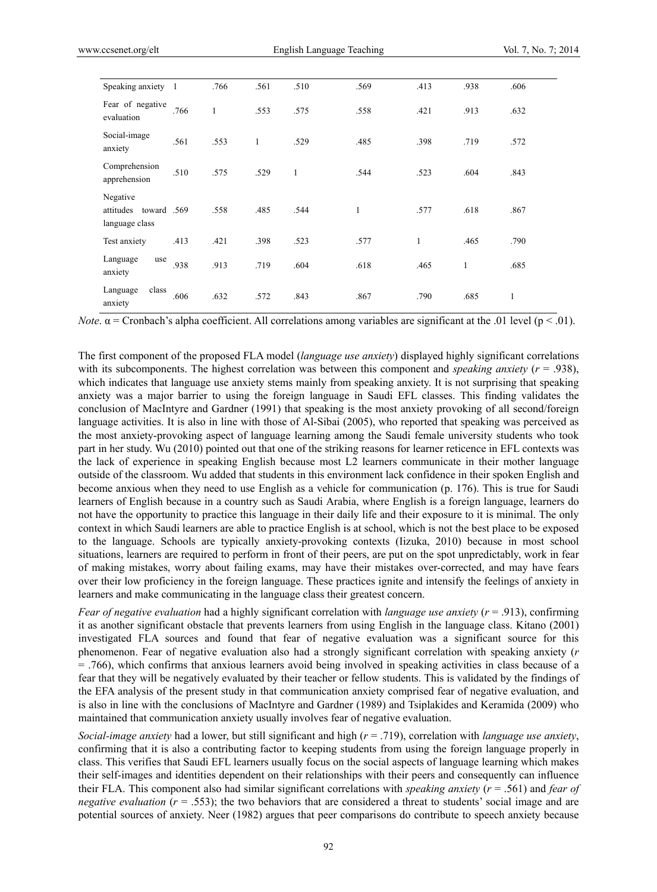| | | | | | | | | |
|---|---|---|---|---|---|---|---|---|
| Speaking anxiety | 1 | .766 | .561 | .510 | .569 | .413 | .938 | .606 |
| Fear of negative evaluation | .766 | 1 | .553 | .575 | .558 | .421 | .913 | .632 |
| Social-image anxiety | .561 | .553 | 1 | .529 | .485 | .398 | .719 | .572 |
| Comprehension apprehension | .510 | .575 | .529 | 1 | .544 | .523 | .604 | .843 |
| Negative attitudes toward language class | .569 | .558 | .485 | .544 | 1 | .577 | .618 | .867 |
| Test anxiety | .413 | .421 | .398 | .523 | .577 | 1 | .465 | .790 |
| Language use anxiety | .938 | .913 | .719 | .604 | .618 | .465 | 1 | .685 |
| Language class anxiety | .606 | .632 | .572 | .843 | .867 | .790 | .685 | 1 |

*Note*. α = Cronbach's alpha coefficient. All correlations among variables are significant at the .01 level ($p < .01$).

The first component of the proposed FLA model (*language use anxiety*) displayed highly significant correlations with its subcomponents. The highest correlation was between this component and *speaking anxiety* ($r = .938$), which indicates that language use anxiety stems mainly from speaking anxiety. It is not surprising that speaking anxiety was a major barrier to using the foreign language in Saudi EFL classes. This finding validates the conclusion of MacIntyre and Gardner (1991) that speaking is the most anxiety provoking of all second/foreign language activities. It is also in line with those of Al-Sibai (2005), who reported that speaking was perceived as the most anxiety-provoking aspect of language learning among the Saudi female university students who took part in her study. Wu (2010) pointed out that one of the striking reasons for learner reticence in EFL contexts was the lack of experience in speaking English because most L2 learners communicate in their mother language outside of the classroom. Wu added that students in this environment lack confidence in their spoken English and become anxious when they need to use English as a vehicle for communication (p. 176). This is true for Saudi learners of English because in a country such as Saudi Arabia, where English is a foreign language, learners do not have the opportunity to practice this language in their daily life and their exposure to it is minimal. The only context in which Saudi learners are able to practice English is at school, which is not the best place to be exposed to the language. Schools are typically anxiety-provoking contexts (Iizuka, 2010) because in most school situations, learners are required to perform in front of their peers, are put on the spot unpredictably, work in fear of making mistakes, worry about failing exams, may have their mistakes over-corrected, and may have fears over their low proficiency in the foreign language. These practices ignite and intensify the feelings of anxiety in learners and make communicating in the language class their greatest concern.

*Fear of negative evaluation* had a highly significant correlation with *language use anxiety* ($r = .913$), confirming it as another significant obstacle that prevents learners from using English in the language class. Kitano (2001) investigated FLA sources and found that fear of negative evaluation was a significant source for this phenomenon. Fear of negative evaluation also had a strongly significant correlation with speaking anxiety ($r = .766$), which confirms that anxious learners avoid being involved in speaking activities in class because of a fear that they will be negatively evaluated by their teacher or fellow students. This is validated by the findings of the EFA analysis of the present study in that communication anxiety comprised fear of negative evaluation, and is also in line with the conclusions of MacIntyre and Gardner (1989) and Tsiplakides and Keramida (2009) who maintained that communication anxiety usually involves fear of negative evaluation.

*Social-image anxiety* had a lower, but still significant and high ($r = .719$), correlation with *language use anxiety*, confirming that it is also a contributing factor to keeping students from using the foreign language properly in class. This verifies that Saudi EFL learners usually focus on the social aspects of language learning which makes their self-images and identities dependent on their relationships with their peers and consequently can influence their FLA. This component also had similar significant correlations with *speaking anxiety* ($r = .561$) and *fear of negative evaluation* ($r = .553$); the two behaviors that are considered a threat to students' social image and are potential sources of anxiety. Neer (1982) argues that peer comparisons do contribute to speech anxiety because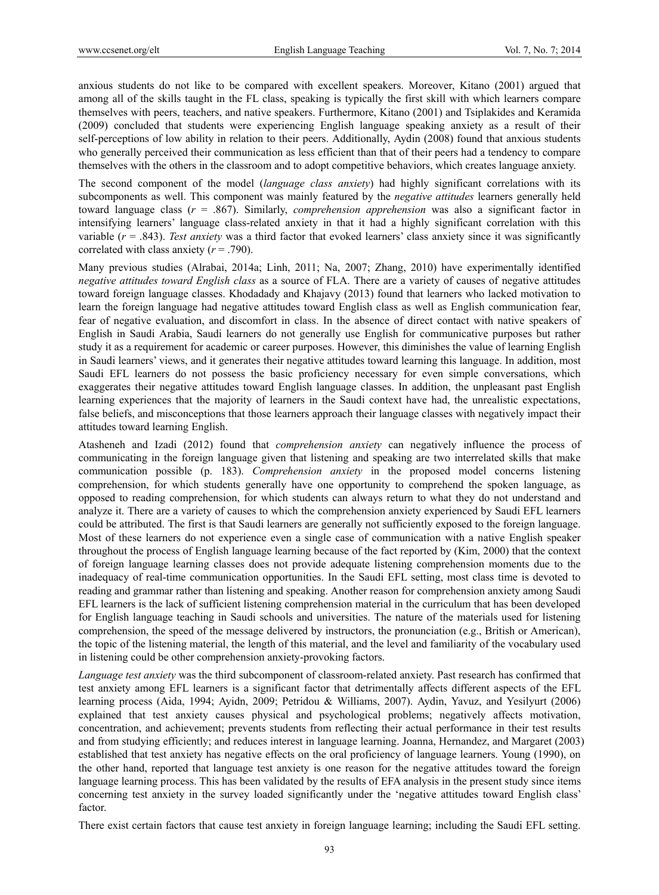anxious students do not like to be compared with excellent speakers. Moreover, Kitano (2001) argued that among all of the skills taught in the FL class, speaking is typically the first skill with which learners compare themselves with peers, teachers, and native speakers. Furthermore, Kitano (2001) and Tsiplakides and Keramida (2009) concluded that students were experiencing English language speaking anxiety as a result of their self-perceptions of low ability in relation to their peers. Additionally, Aydin (2008) found that anxious students who generally perceived their communication as less efficient than that of their peers had a tendency to compare themselves with the others in the classroom and to adopt competitive behaviors, which creates language anxiety.

The second component of the model (*language class anxiety*) had highly significant correlations with its subcomponents as well. This component was mainly featured by the *negative attitudes* learners generally held toward language class ($r$ = .867). Similarly, *comprehension apprehension* was also a significant factor in intensifying learners' language class-related anxiety in that it had a highly significant correlation with this variable ($r$ = .843). *Test anxiety* was a third factor that evoked learners' class anxiety since it was significantly correlated with class anxiety ($r$ = .790).

Many previous studies (Alrabai, 2014a; Linh, 2011; Na, 2007; Zhang, 2010) have experimentally identified *negative attitudes toward English class* as a source of FLA. There are a variety of causes of negative attitudes toward foreign language classes. Khodadady and Khajavy (2013) found that learners who lacked motivation to learn the foreign language had negative attitudes toward English class as well as English communication fear, fear of negative evaluation, and discomfort in class. In the absence of direct contact with native speakers of English in Saudi Arabia, Saudi learners do not generally use English for communicative purposes but rather study it as a requirement for academic or career purposes. However, this diminishes the value of learning English in Saudi learners' views, and it generates their negative attitudes toward learning this language. In addition, most Saudi EFL learners do not possess the basic proficiency necessary for even simple conversations, which exaggerates their negative attitudes toward English language classes. In addition, the unpleasant past English learning experiences that the majority of learners in the Saudi context have had, the unrealistic expectations, false beliefs, and misconceptions that those learners approach their language classes with negatively impact their attitudes toward learning English.

Atasheneh and Izadi (2012) found that *comprehension anxiety* can negatively influence the process of communicating in the foreign language given that listening and speaking are two interrelated skills that make communication possible (p. 183). *Comprehension anxiety* in the proposed model concerns listening comprehension, for which students generally have one opportunity to comprehend the spoken language, as opposed to reading comprehension, for which students can always return to what they do not understand and analyze it. There are a variety of causes to which the comprehension anxiety experienced by Saudi EFL learners could be attributed. The first is that Saudi learners are generally not sufficiently exposed to the foreign language. Most of these learners do not experience even a single case of communication with a native English speaker throughout the process of English language learning because of the fact reported by (Kim, 2000) that the context of foreign language learning classes does not provide adequate listening comprehension moments due to the inadequacy of real-time communication opportunities. In the Saudi EFL setting, most class time is devoted to reading and grammar rather than listening and speaking. Another reason for comprehension anxiety among Saudi EFL learners is the lack of sufficient listening comprehension material in the curriculum that has been developed for English language teaching in Saudi schools and universities. The nature of the materials used for listening comprehension, the speed of the message delivered by instructors, the pronunciation (e.g., British or American), the topic of the listening material, the length of this material, and the level and familiarity of the vocabulary used in listening could be other comprehension anxiety-provoking factors.

*Language test anxiety* was the third subcomponent of classroom-related anxiety. Past research has confirmed that test anxiety among EFL learners is a significant factor that detrimentally affects different aspects of the EFL learning process (Aida, 1994; Ayidn, 2009; Petridou & Williams, 2007). Aydin, Yavuz, and Yesilyurt (2006) explained that test anxiety causes physical and psychological problems; negatively affects motivation, concentration, and achievement; prevents students from reflecting their actual performance in their test results and from studying efficiently; and reduces interest in language learning. Joanna, Hernandez, and Margaret (2003) established that test anxiety has negative effects on the oral proficiency of language learners. Young (1990), on the other hand, reported that language test anxiety is one reason for the negative attitudes toward the foreign language learning process. This has been validated by the results of EFA analysis in the present study since items concerning test anxiety in the survey loaded significantly under the 'negative attitudes toward English class' factor.

There exist certain factors that cause test anxiety in foreign language learning; including the Saudi EFL setting.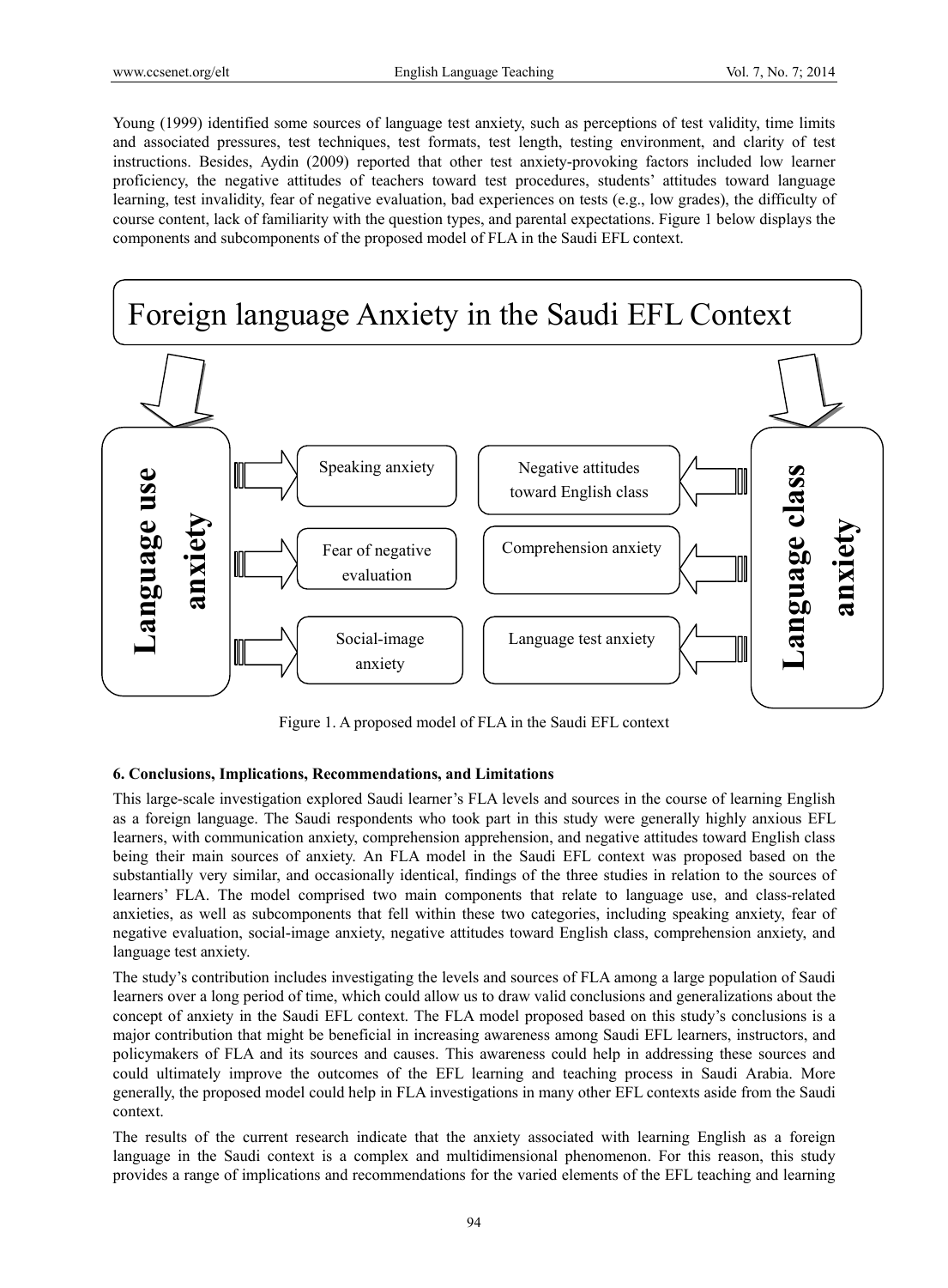Young (1999) identified some sources of language test anxiety, such as perceptions of test validity, time limits and associated pressures, test techniques, test formats, test length, testing environment, and clarity of test instructions. Besides, Aydin (2009) reported that other test anxiety-provoking factors included low learner proficiency, the negative attitudes of teachers toward test procedures, students' attitudes toward language learning, test invalidity, fear of negative evaluation, bad experiences on tests (e.g., low grades), the difficulty of course content, lack of familiarity with the question types, and parental expectations. Figure 1 below displays the components and subcomponents of the proposed model of FLA in the Saudi EFL context.

Foreign language Anxiety in the Saudi EFL Context

Language use anxiety

Speaking anxiety

Fear of negative evaluation

Social-image anxiety

Language class anxiety

Negative attitudes toward English class

Comprehension anxiety

Language test anxiety

Figure 1. A proposed model of FLA in the Saudi EFL context

### 6. Conclusions, Implications, Recommendations, and Limitations

This large-scale investigation explored Saudi learner's FLA levels and sources in the course of learning English as a foreign language. The Saudi respondents who took part in this study were generally highly anxious EFL learners, with communication anxiety, comprehension apprehension, and negative attitudes toward English class being their main sources of anxiety. An FLA model in the Saudi EFL context was proposed based on the substantially very similar, and occasionally identical, findings of the three studies in relation to the sources of learners' FLA. The model comprised two main components that relate to language use, and class-related anxieties, as well as subcomponents that fell within these two categories, including speaking anxiety, fear of negative evaluation, social-image anxiety, negative attitudes toward English class, comprehension anxiety, and language test anxiety.

The study's contribution includes investigating the levels and sources of FLA among a large population of Saudi learners over a long period of time, which could allow us to draw valid conclusions and generalizations about the concept of anxiety in the Saudi EFL context. The FLA model proposed based on this study's conclusions is a major contribution that might be beneficial in increasing awareness among Saudi EFL learners, instructors, and policymakers of FLA and its sources and causes. This awareness could help in addressing these sources and could ultimately improve the outcomes of the EFL learning and teaching process in Saudi Arabia. More generally, the proposed model could help in FLA investigations in many other EFL contexts aside from the Saudi context.

The results of the current research indicate that the anxiety associated with learning English as a foreign language in the Saudi context is a complex and multidimensional phenomenon. For this reason, this study provides a range of implications and recommendations for the varied elements of the EFL teaching and learning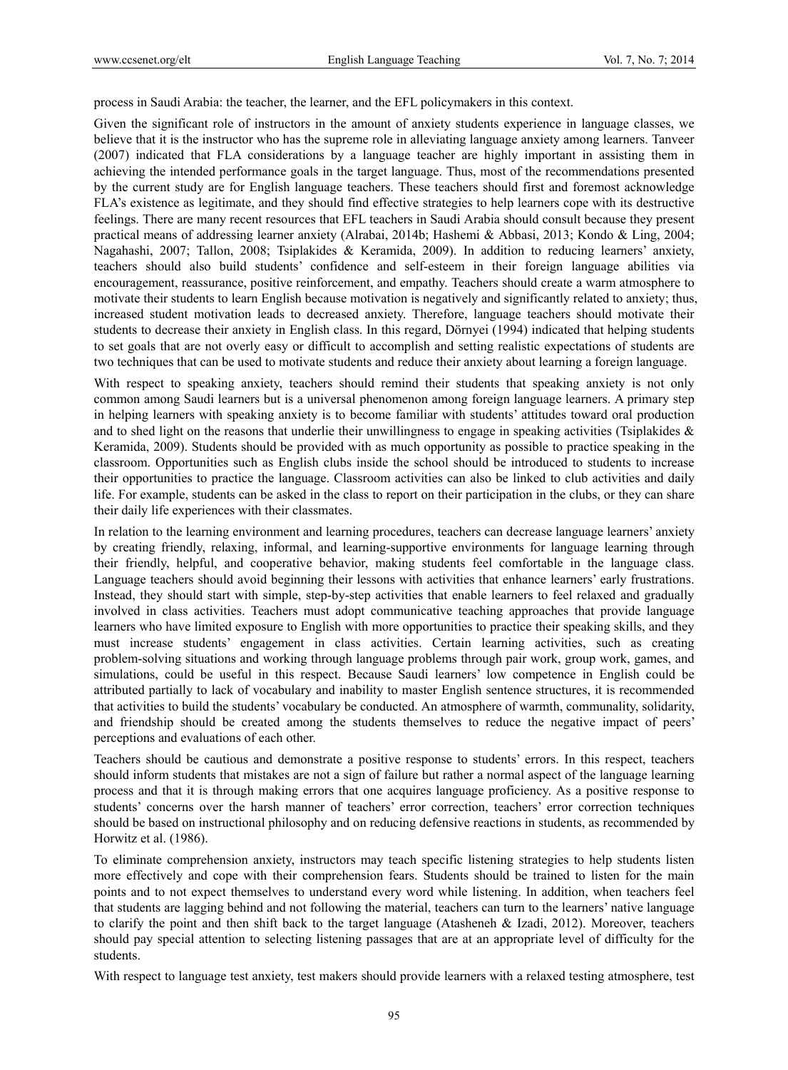process in Saudi Arabia: the teacher, the learner, and the EFL policymakers in this context.

Given the significant role of instructors in the amount of anxiety students experience in language classes, we believe that it is the instructor who has the supreme role in alleviating language anxiety among learners. Tanveer (2007) indicated that FLA considerations by a language teacher are highly important in assisting them in achieving the intended performance goals in the target language. Thus, most of the recommendations presented by the current study are for English language teachers. These teachers should first and foremost acknowledge FLA's existence as legitimate, and they should find effective strategies to help learners cope with its destructive feelings. There are many recent resources that EFL teachers in Saudi Arabia should consult because they present practical means of addressing learner anxiety (Alrabai, 2014b; Hashemi & Abbasi, 2013; Kondo & Ling, 2004; Nagahashi, 2007; Tallon, 2008; Tsiplakides & Keramida, 2009). In addition to reducing learners' anxiety, teachers should also build students' confidence and self-esteem in their foreign language abilities via encouragement, reassurance, positive reinforcement, and empathy. Teachers should create a warm atmosphere to motivate their students to learn English because motivation is negatively and significantly related to anxiety; thus, increased student motivation leads to decreased anxiety. Therefore, language teachers should motivate their students to decrease their anxiety in English class. In this regard, Dörnyei (1994) indicated that helping students to set goals that are not overly easy or difficult to accomplish and setting realistic expectations of students are two techniques that can be used to motivate students and reduce their anxiety about learning a foreign language.

With respect to speaking anxiety, teachers should remind their students that speaking anxiety is not only common among Saudi learners but is a universal phenomenon among foreign language learners. A primary step in helping learners with speaking anxiety is to become familiar with students' attitudes toward oral production and to shed light on the reasons that underlie their unwillingness to engage in speaking activities (Tsiplakides & Keramida, 2009). Students should be provided with as much opportunity as possible to practice speaking in the classroom. Opportunities such as English clubs inside the school should be introduced to students to increase their opportunities to practice the language. Classroom activities can also be linked to club activities and daily life. For example, students can be asked in the class to report on their participation in the clubs, or they can share their daily life experiences with their classmates.

In relation to the learning environment and learning procedures, teachers can decrease language learners' anxiety by creating friendly, relaxing, informal, and learning-supportive environments for language learning through their friendly, helpful, and cooperative behavior, making students feel comfortable in the language class. Language teachers should avoid beginning their lessons with activities that enhance learners' early frustrations. Instead, they should start with simple, step-by-step activities that enable learners to feel relaxed and gradually involved in class activities. Teachers must adopt communicative teaching approaches that provide language learners who have limited exposure to English with more opportunities to practice their speaking skills, and they must increase students' engagement in class activities. Certain learning activities, such as creating problem-solving situations and working through language problems through pair work, group work, games, and simulations, could be useful in this respect. Because Saudi learners' low competence in English could be attributed partially to lack of vocabulary and inability to master English sentence structures, it is recommended that activities to build the students' vocabulary be conducted. An atmosphere of warmth, communality, solidarity, and friendship should be created among the students themselves to reduce the negative impact of peers' perceptions and evaluations of each other.

Teachers should be cautious and demonstrate a positive response to students' errors. In this respect, teachers should inform students that mistakes are not a sign of failure but rather a normal aspect of the language learning process and that it is through making errors that one acquires language proficiency. As a positive response to students' concerns over the harsh manner of teachers' error correction, teachers' error correction techniques should be based on instructional philosophy and on reducing defensive reactions in students, as recommended by Horwitz et al. (1986).

To eliminate comprehension anxiety, instructors may teach specific listening strategies to help students listen more effectively and cope with their comprehension fears. Students should be trained to listen for the main points and to not expect themselves to understand every word while listening. In addition, when teachers feel that students are lagging behind and not following the material, teachers can turn to the learners' native language to clarify the point and then shift back to the target language (Atasheneh & Izadi, 2012). Moreover, teachers should pay special attention to selecting listening passages that are at an appropriate level of difficulty for the students.

With respect to language test anxiety, test makers should provide learners with a relaxed testing atmosphere, test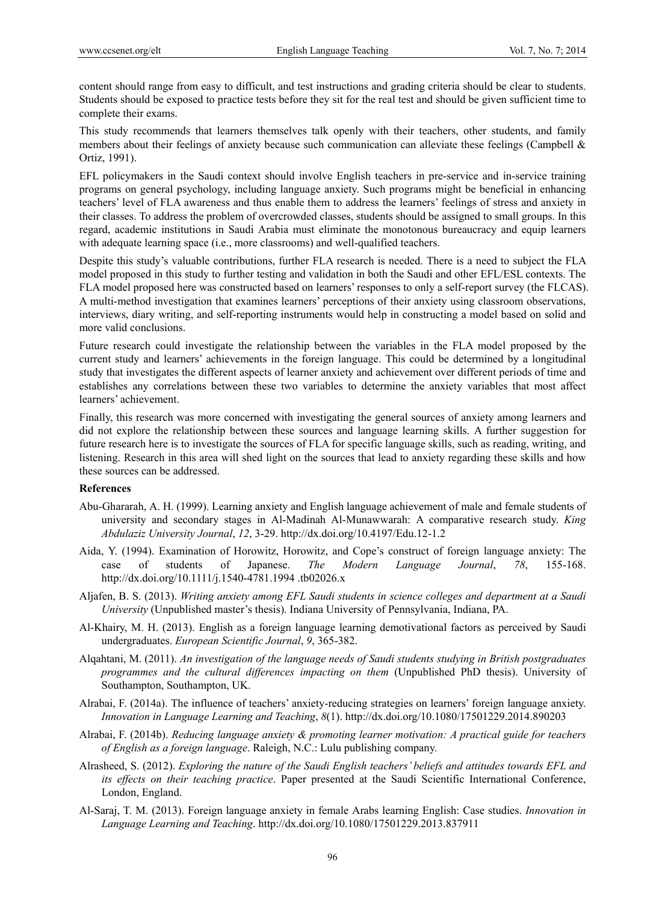content should range from easy to difficult, and test instructions and grading criteria should be clear to students. Students should be exposed to practice tests before they sit for the real test and should be given sufficient time to complete their exams.

This study recommends that learners themselves talk openly with their teachers, other students, and family members about their feelings of anxiety because such communication can alleviate these feelings (Campbell & Ortiz, 1991).

EFL policymakers in the Saudi context should involve English teachers in pre-service and in-service training programs on general psychology, including language anxiety. Such programs might be beneficial in enhancing teachers' level of FLA awareness and thus enable them to address the learners' feelings of stress and anxiety in their classes. To address the problem of overcrowded classes, students should be assigned to small groups. In this regard, academic institutions in Saudi Arabia must eliminate the monotonous bureaucracy and equip learners with adequate learning space (i.e., more classrooms) and well-qualified teachers.

Despite this study's valuable contributions, further FLA research is needed. There is a need to subject the FLA model proposed in this study to further testing and validation in both the Saudi and other EFL/ESL contexts. The FLA model proposed here was constructed based on learners' responses to only a self-report survey (the FLCAS). A multi-method investigation that examines learners' perceptions of their anxiety using classroom observations, interviews, diary writing, and self-reporting instruments would help in constructing a model based on solid and more valid conclusions.

Future research could investigate the relationship between the variables in the FLA model proposed by the current study and learners' achievements in the foreign language. This could be determined by a longitudinal study that investigates the different aspects of learner anxiety and achievement over different periods of time and establishes any correlations between these two variables to determine the anxiety variables that most affect learners' achievement.

Finally, this research was more concerned with investigating the general sources of anxiety among learners and did not explore the relationship between these sources and language learning skills. A further suggestion for future research here is to investigate the sources of FLA for specific language skills, such as reading, writing, and listening. Research in this area will shed light on the sources that lead to anxiety regarding these skills and how these sources can be addressed.

**References**

Abu-Ghararah, A. H. (1999). Learning anxiety and English language achievement of male and female students of university and secondary stages in Al-Madinah Al-Munawwarah: A comparative research study. *King Abdulaziz University Journal*, *12*, 3-29. http://dx.doi.org/10.4197/Edu.12-1.2

Aida, Y. (1994). Examination of Horowitz, Horowitz, and Cope's construct of foreign language anxiety: The case of students of Japanese. *The Modern Language Journal*, *78*, 155-168. http://dx.doi.org/10.1111/j.1540-4781.1994 .tb02026.x

Aljafen, B. S. (2013). *Writing anxiety among EFL Saudi students in science colleges and department at a Saudi University* (Unpublished master's thesis). Indiana University of Pennsylvania, Indiana, PA.

Al-Khairy, M. H. (2013). English as a foreign language learning demotivational factors as perceived by Saudi undergraduates. *European Scientific Journal*, *9*, 365-382.

Alqahtani, M. (2011). *An investigation of the language needs of Saudi students studying in British postgraduates programmes and the cultural differences impacting on them* (Unpublished PhD thesis). University of Southampton, Southampton, UK.

Alrabai, F. (2014a). The influence of teachers' anxiety-reducing strategies on learners' foreign language anxiety. *Innovation in Language Learning and Teaching*, *8*(1). http://dx.doi.org/10.1080/17501229.2014.890203

Alrabai, F. (2014b). *Reducing language anxiety & promoting learner motivation: A practical guide for teachers of English as a foreign language*. Raleigh, N.C.: Lulu publishing company.

Alrasheed, S. (2012). *Exploring the nature of the Saudi English teachers' beliefs and attitudes towards EFL and its effects on their teaching practice*. Paper presented at the Saudi Scientific International Conference, London, England.

Al-Saraj, T. M. (2013). Foreign language anxiety in female Arabs learning English: Case studies. *Innovation in Language Learning and Teaching*. http://dx.doi.org/10.1080/17501229.2013.837911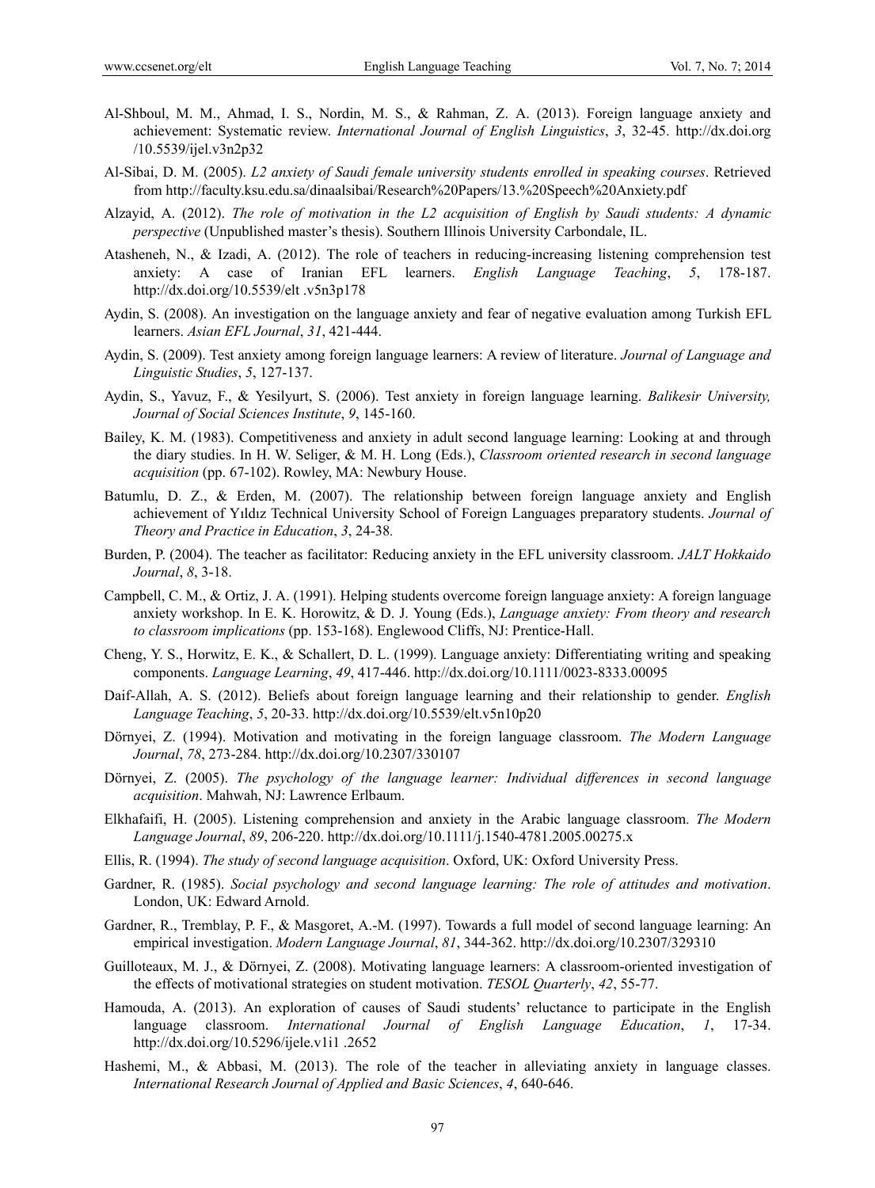Al-Shboul, M. M., Ahmad, I. S., Nordin, M. S., & Rahman, Z. A. (2013). Foreign language anxiety and achievement: Systematic review. *International Journal of English Linguistics*, *3*, 32-45. http://dx.doi.org /10.5539/ijel.v3n2p32

Al-Sibai, D. M. (2005). *L2 anxiety of Saudi female university students enrolled in speaking courses*. Retrieved from http://faculty.ksu.edu.sa/dinaalsibai/Research%20Papers/13.%20Speech%20Anxiety.pdf

Alzayid, A. (2012). *The role of motivation in the L2 acquisition of English by Saudi students: A dynamic perspective* (Unpublished master's thesis). Southern Illinois University Carbondale, IL.

Atasheneh, N., & Izadi, A. (2012). The role of teachers in reducing-increasing listening comprehension test anxiety: A case of Iranian EFL learners. *English Language Teaching*, *5*, 178-187. http://dx.doi.org/10.5539/elt .v5n3p178

Aydin, S. (2008). An investigation on the language anxiety and fear of negative evaluation among Turkish EFL learners. *Asian EFL Journal*, *31*, 421-444.

Aydin, S. (2009). Test anxiety among foreign language learners: A review of literature. *Journal of Language and Linguistic Studies*, *5*, 127-137.

Aydin, S., Yavuz, F., & Yesilyurt, S. (2006). Test anxiety in foreign language learning. *Balikesir University, Journal of Social Sciences Institute*, *9*, 145-160.

Bailey, K. M. (1983). Competitiveness and anxiety in adult second language learning: Looking at and through the diary studies. In H. W. Seliger, & M. H. Long (Eds.), *Classroom oriented research in second language acquisition* (pp. 67-102). Rowley, MA: Newbury House.

Batumlu, D. Z., & Erden, M. (2007). The relationship between foreign language anxiety and English achievement of Yıldız Technical University School of Foreign Languages preparatory students. *Journal of Theory and Practice in Education*, *3*, 24-38.

Burden, P. (2004). The teacher as facilitator: Reducing anxiety in the EFL university classroom. *JALT Hokkaido Journal*, *8*, 3-18.

Campbell, C. M., & Ortiz, J. A. (1991). Helping students overcome foreign language anxiety: A foreign language anxiety workshop. In E. K. Horowitz, & D. J. Young (Eds.), *Language anxiety: From theory and research to classroom implications* (pp. 153-168). Englewood Cliffs, NJ: Prentice-Hall.

Cheng, Y. S., Horwitz, E. K., & Schallert, D. L. (1999). Language anxiety: Differentiating writing and speaking components. *Language Learning*, *49*, 417-446. http://dx.doi.org/10.1111/0023-8333.00095

Daif-Allah, A. S. (2012). Beliefs about foreign language learning and their relationship to gender. *English Language Teaching*, *5*, 20-33. http://dx.doi.org/10.5539/elt.v5n10p20

Dörnyei, Z. (1994). Motivation and motivating in the foreign language classroom. *The Modern Language Journal*, *78*, 273-284. http://dx.doi.org/10.2307/330107

Dörnyei, Z. (2005). *The psychology of the language learner: Individual differences in second language acquisition*. Mahwah, NJ: Lawrence Erlbaum.

Elkhafaifi, H. (2005). Listening comprehension and anxiety in the Arabic language classroom. *The Modern Language Journal*, *89*, 206-220. http://dx.doi.org/10.1111/j.1540-4781.2005.00275.x

Ellis, R. (1994). *The study of second language acquisition*. Oxford, UK: Oxford University Press.

Gardner, R. (1985). *Social psychology and second language learning: The role of attitudes and motivation*. London, UK: Edward Arnold.

Gardner, R., Tremblay, P. F., & Masgoret, A.-M. (1997). Towards a full model of second language learning: An empirical investigation. *Modern Language Journal*, *81*, 344-362. http://dx.doi.org/10.2307/329310

Guilloteaux, M. J., & Dörnyei, Z. (2008). Motivating language learners: A classroom-oriented investigation of the effects of motivational strategies on student motivation. *TESOL Quarterly*, *42*, 55-77.

Hamouda, A. (2013). An exploration of causes of Saudi students' reluctance to participate in the English language classroom. *International Journal of English Language Education*, *1*, 17-34. http://dx.doi.org/10.5296/ijele.v1i1 .2652

Hashemi, M., & Abbasi, M. (2013). The role of the teacher in alleviating anxiety in language classes. *International Research Journal of Applied and Basic Sciences*, *4*, 640-646.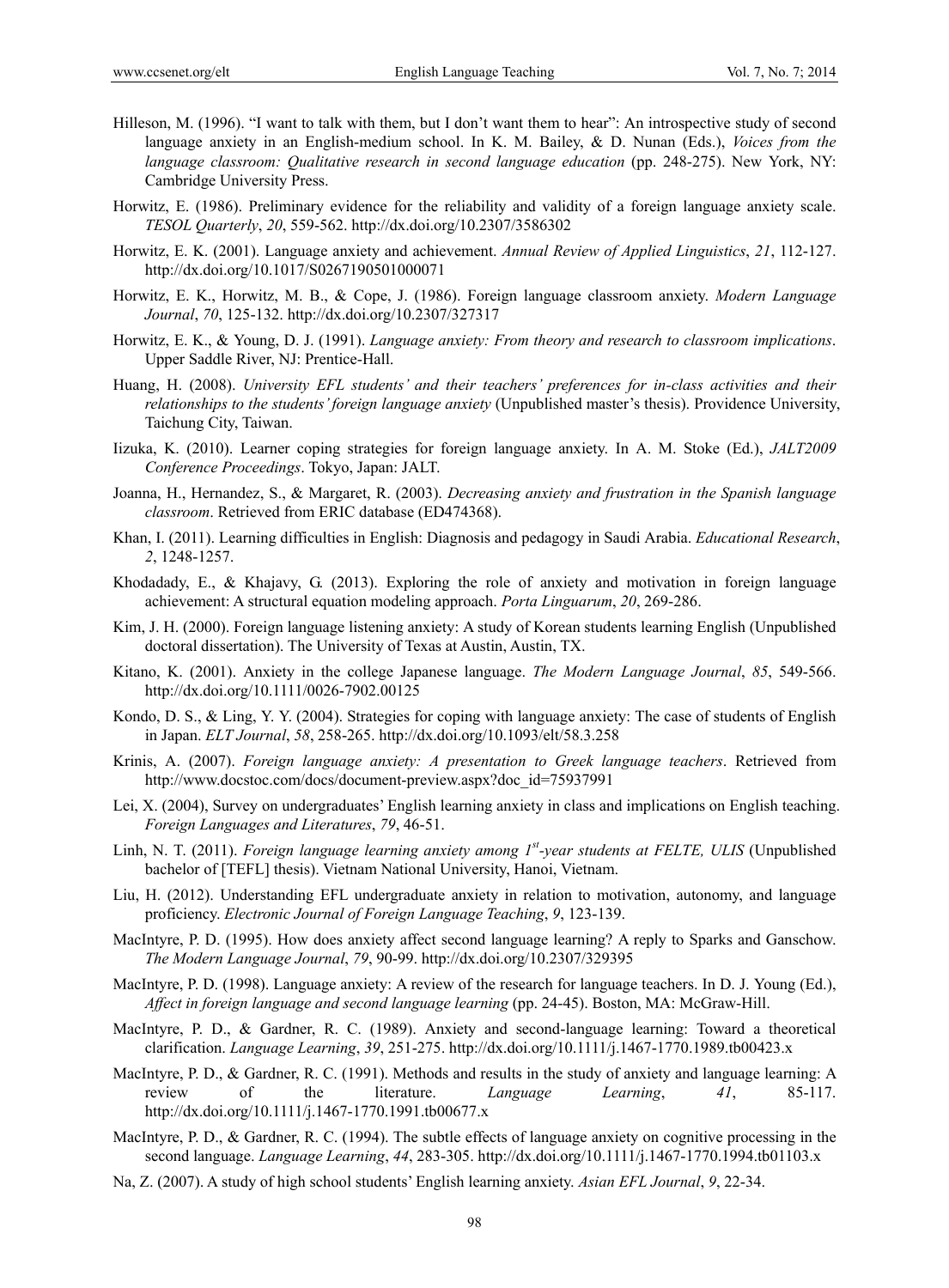Hilleson, M. (1996). "I want to talk with them, but I don't want them to hear": An introspective study of second language anxiety in an English-medium school. In K. M. Bailey, & D. Nunan (Eds.), *Voices from the language classroom: Qualitative research in second language education* (pp. 248-275). New York, NY: Cambridge University Press.

Horwitz, E. (1986). Preliminary evidence for the reliability and validity of a foreign language anxiety scale. *TESOL Quarterly*, *20*, 559-562. http://dx.doi.org/10.2307/3586302

Horwitz, E. K. (2001). Language anxiety and achievement. *Annual Review of Applied Linguistics*, *21*, 112-127. http://dx.doi.org/10.1017/S0267190501000071

Horwitz, E. K., Horwitz, M. B., & Cope, J. (1986). Foreign language classroom anxiety. *Modern Language Journal*, *70*, 125-132. http://dx.doi.org/10.2307/327317

Horwitz, E. K., & Young, D. J. (1991). *Language anxiety: From theory and research to classroom implications*. Upper Saddle River, NJ: Prentice-Hall.

Huang, H. (2008). *University EFL students' and their teachers' preferences for in-class activities and their relationships to the students' foreign language anxiety* (Unpublished master's thesis). Providence University, Taichung City, Taiwan.

Iizuka, K. (2010). Learner coping strategies for foreign language anxiety. In A. M. Stoke (Ed.), *JALT2009 Conference Proceedings*. Tokyo, Japan: JALT.

Joanna, H., Hernandez, S., & Margaret, R. (2003). *Decreasing anxiety and frustration in the Spanish language classroom*. Retrieved from ERIC database (ED474368).

Khan, I. (2011). Learning difficulties in English: Diagnosis and pedagogy in Saudi Arabia. *Educational Research*, *2*, 1248-1257.

Khodadady, E., & Khajavy, G. (2013). Exploring the role of anxiety and motivation in foreign language achievement: A structural equation modeling approach. *Porta Linguarum*, *20*, 269-286.

Kim, J. H. (2000). Foreign language listening anxiety: A study of Korean students learning English (Unpublished doctoral dissertation). The University of Texas at Austin, Austin, TX.

Kitano, K. (2001). Anxiety in the college Japanese language. *The Modern Language Journal*, *85*, 549-566. http://dx.doi.org/10.1111/0026-7902.00125

Kondo, D. S., & Ling, Y. Y. (2004). Strategies for coping with language anxiety: The case of students of English in Japan. *ELT Journal*, *58*, 258-265. http://dx.doi.org/10.1093/elt/58.3.258

Krinis, A. (2007). *Foreign language anxiety: A presentation to Greek language teachers*. Retrieved from http://www.docstoc.com/docs/document-preview.aspx?doc_id=75937991

Lei, X. (2004), Survey on undergraduates' English learning anxiety in class and implications on English teaching. *Foreign Languages and Literatures*, *79*, 46-51.

Linh, N. T. (2011). *Foreign language learning anxiety among 1st-year students at FELTE, ULIS* (Unpublished bachelor of [TEFL] thesis). Vietnam National University, Hanoi, Vietnam.

Liu, H. (2012). Understanding EFL undergraduate anxiety in relation to motivation, autonomy, and language proficiency. *Electronic Journal of Foreign Language Teaching*, *9*, 123-139.

MacIntyre, P. D. (1995). How does anxiety affect second language learning? A reply to Sparks and Ganschow. *The Modern Language Journal*, *79*, 90-99. http://dx.doi.org/10.2307/329395

MacIntyre, P. D. (1998). Language anxiety: A review of the research for language teachers. In D. J. Young (Ed.), *Affect in foreign language and second language learning* (pp. 24-45). Boston, MA: McGraw-Hill.

MacIntyre, P. D., & Gardner, R. C. (1989). Anxiety and second-language learning: Toward a theoretical clarification. *Language Learning*, *39*, 251-275. http://dx.doi.org/10.1111/j.1467-1770.1989.tb00423.x

MacIntyre, P. D., & Gardner, R. C. (1991). Methods and results in the study of anxiety and language learning: A review of the literature. *Language Learning*, *41*, 85-117. http://dx.doi.org/10.1111/j.1467-1770.1991.tb00677.x

MacIntyre, P. D., & Gardner, R. C. (1994). The subtle effects of language anxiety on cognitive processing in the second language. *Language Learning*, *44*, 283-305. http://dx.doi.org/10.1111/j.1467-1770.1994.tb01103.x

Na, Z. (2007). A study of high school students' English learning anxiety. *Asian EFL Journal*, *9*, 22-34.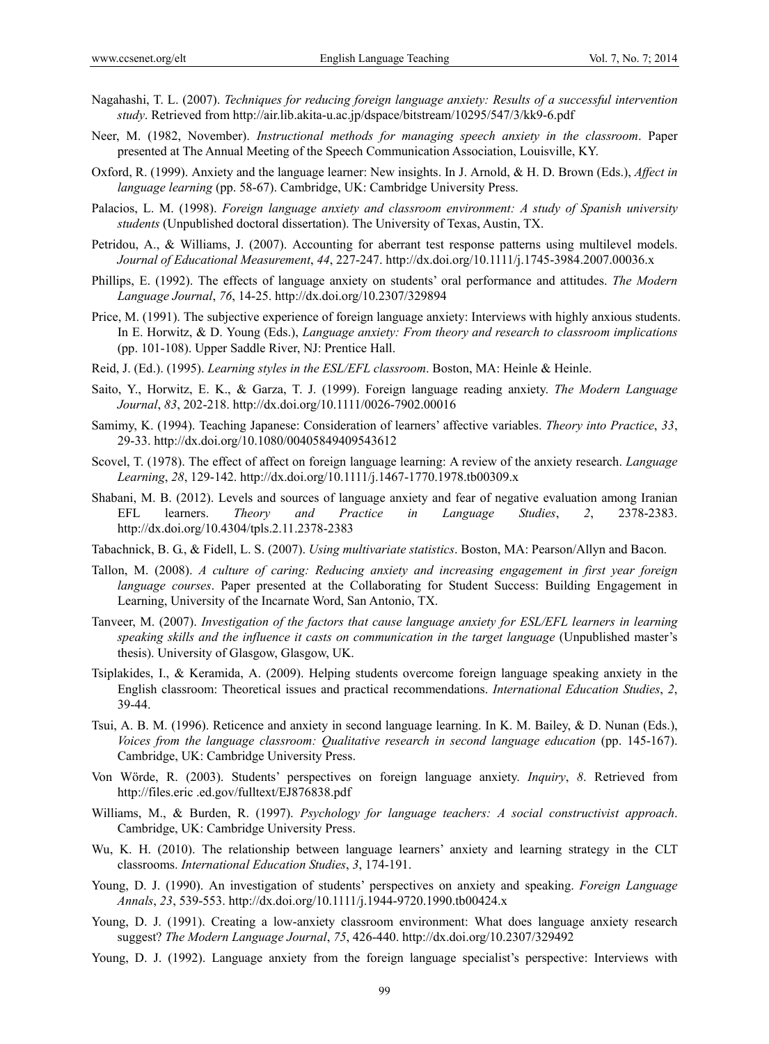Nagahashi, T. L. (2007). *Techniques for reducing foreign language anxiety: Results of a successful intervention study*. Retrieved from http://air.lib.akita-u.ac.jp/dspace/bitstream/10295/547/3/kk9-6.pdf

Neer, M. (1982, November). *Instructional methods for managing speech anxiety in the classroom*. Paper presented at The Annual Meeting of the Speech Communication Association, Louisville, KY.

Oxford, R. (1999). Anxiety and the language learner: New insights. In J. Arnold, & H. D. Brown (Eds.), *Affect in language learning* (pp. 58-67). Cambridge, UK: Cambridge University Press.

Palacios, L. M. (1998). *Foreign language anxiety and classroom environment: A study of Spanish university students* (Unpublished doctoral dissertation). The University of Texas, Austin, TX.

Petridou, A., & Williams, J. (2007). Accounting for aberrant test response patterns using multilevel models. *Journal of Educational Measurement*, *44*, 227-247. http://dx.doi.org/10.1111/j.1745-3984.2007.00036.x

Phillips, E. (1992). The effects of language anxiety on students' oral performance and attitudes. *The Modern Language Journal*, *76*, 14-25. http://dx.doi.org/10.2307/329894

Price, M. (1991). The subjective experience of foreign language anxiety: Interviews with highly anxious students. In E. Horwitz, & D. Young (Eds.), *Language anxiety: From theory and research to classroom implications* (pp. 101-108). Upper Saddle River, NJ: Prentice Hall.

Reid, J. (Ed.). (1995). *Learning styles in the ESL/EFL classroom*. Boston, MA: Heinle & Heinle.

Saito, Y., Horwitz, E. K., & Garza, T. J. (1999). Foreign language reading anxiety. *The Modern Language Journal*, *83*, 202-218. http://dx.doi.org/10.1111/0026-7902.00016

Samimy, K. (1994). Teaching Japanese: Consideration of learners' affective variables. *Theory into Practice*, *33*, 29-33. http://dx.doi.org/10.1080/00405849409543612

Scovel, T. (1978). The effect of affect on foreign language learning: A review of the anxiety research. *Language Learning*, *28*, 129-142. http://dx.doi.org/10.1111/j.1467-1770.1978.tb00309.x

Shabani, M. B. (2012). Levels and sources of language anxiety and fear of negative evaluation among Iranian EFL learners. *Theory and Practice in Language Studies*, *2*, 2378-2383. http://dx.doi.org/10.4304/tpls.2.11.2378-2383

Tabachnick, B. G., & Fidell, L. S. (2007). *Using multivariate statistics*. Boston, MA: Pearson/Allyn and Bacon.

Tallon, M. (2008). *A culture of caring: Reducing anxiety and increasing engagement in first year foreign language courses*. Paper presented at the Collaborating for Student Success: Building Engagement in Learning, University of the Incarnate Word, San Antonio, TX.

Tanveer, M. (2007). *Investigation of the factors that cause language anxiety for ESL/EFL learners in learning speaking skills and the influence it casts on communication in the target language* (Unpublished master's thesis). University of Glasgow, Glasgow, UK.

Tsiplakides, I., & Keramida, A. (2009). Helping students overcome foreign language speaking anxiety in the English classroom: Theoretical issues and practical recommendations. *International Education Studies*, *2*, 39-44.

Tsui, A. B. M. (1996). Reticence and anxiety in second language learning. In K. M. Bailey, & D. Nunan (Eds.), *Voices from the language classroom: Qualitative research in second language education* (pp. 145-167). Cambridge, UK: Cambridge University Press.

Von Wörde, R. (2003). Students' perspectives on foreign language anxiety. *Inquiry*, *8*. Retrieved from http://files.eric .ed.gov/fulltext/EJ876838.pdf

Williams, M., & Burden, R. (1997). *Psychology for language teachers: A social constructivist approach*. Cambridge, UK: Cambridge University Press.

Wu, K. H. (2010). The relationship between language learners' anxiety and learning strategy in the CLT classrooms. *International Education Studies*, *3*, 174-191.

Young, D. J. (1990). An investigation of students' perspectives on anxiety and speaking. *Foreign Language Annals*, *23*, 539-553. http://dx.doi.org/10.1111/j.1944-9720.1990.tb00424.x

Young, D. J. (1991). Creating a low-anxiety classroom environment: What does language anxiety research suggest? *The Modern Language Journal*, *75*, 426-440. http://dx.doi.org/10.2307/329492

Young, D. J. (1992). Language anxiety from the foreign language specialist's perspective: Interviews with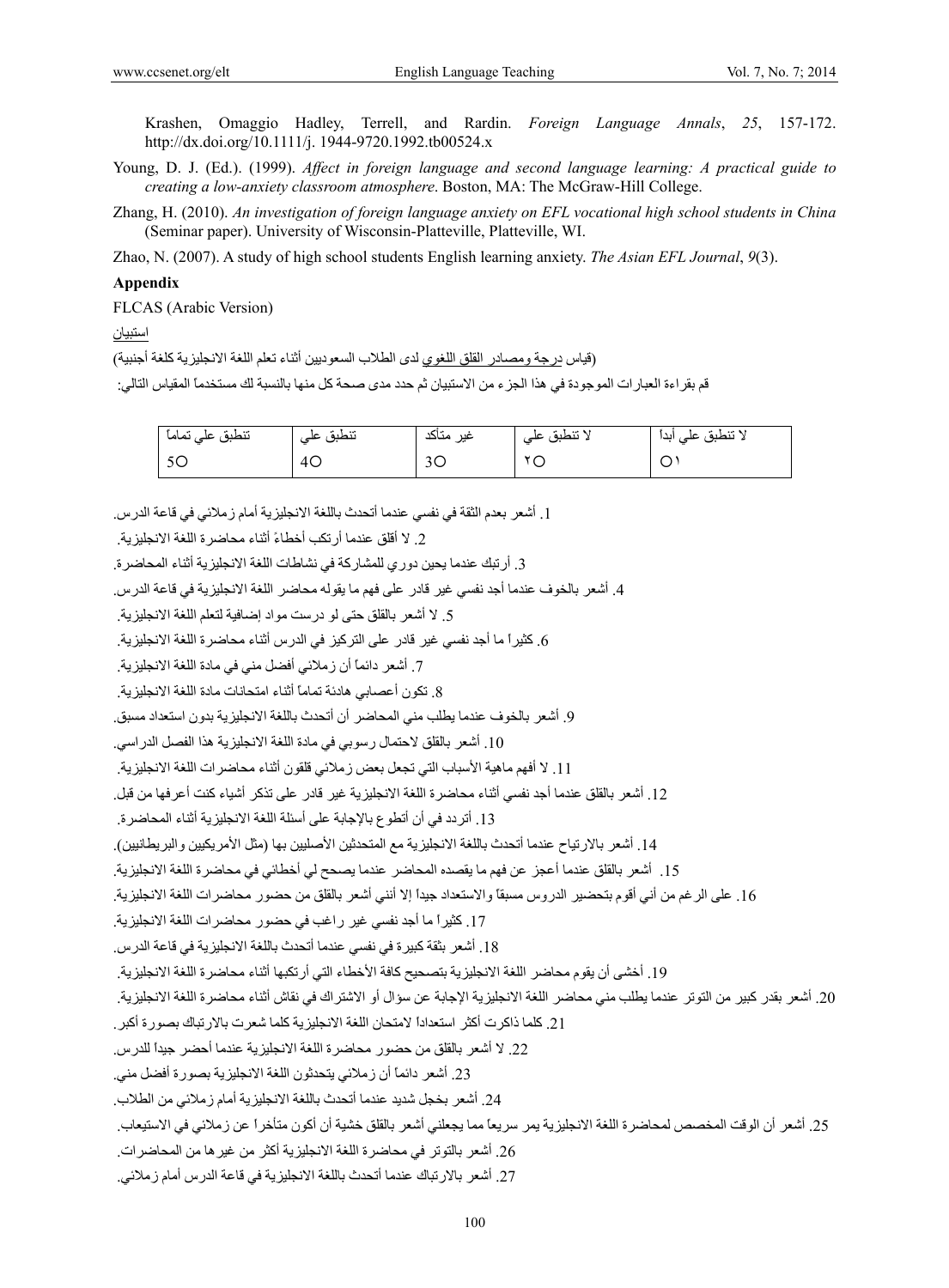Krashen, Omaggio Hadley, Terrell, and Rardin. *Foreign Language Annals*, *25*, 157-172. http://dx.doi.org/10.1111/j. 1944-9720.1992.tb00524.x

Young, D. J. (Ed.). (1999). *Affect in foreign language and second language learning: A practical guide to creating a low-anxiety classroom atmosphere*. Boston, MA: The McGraw-Hill College.

Zhang, H. (2010). *An investigation of foreign language anxiety on EFL vocational high school students in China* (Seminar paper). University of Wisconsin-Platteville, Platteville, WI.

Zhao, N. (2007). A study of high school students English learning anxiety. *The Asian EFL Journal*, *9*(3).

**Appendix**

FLCAS (Arabic Version)

استبيان

(قياس درجة ومصادر القلق اللغوي لدى الطلاب السعوديين أثناء تعلم اللغة الانجليزية كلغة أجنبية)

قم بقراءة العبارات الموجودة في هذا الجزء من الاستبيان ثم حدد مدى صحة كل منها بالنسبة لك مستخدماً المقياس التالي:

| لا تنطبق علي أبداً | لا تنطبق علي | غير متأكد | تنطبق علي | تنطبق علي تماماً |
|---|---|---|---|---|
| ١○ | ٢○ | 3○ | 4○ | 5○ |

1. أشعر بعدم الثقة في نفسي عندما أتحدث باللغة الانجليزية أمام زملائي في قاعة الدرس.

2. لا أقلق عندما أرتكب أخطاءً أثناء محاضرة اللغة الانجليزية.

3. أرتبك عندما يحين دوري للمشاركة في نشاطات اللغة الانجليزية أثناء المحاضرة.

4. أشعر بالخوف عندما أجد نفسي غير قادر على فهم ما يقوله محاضر اللغة الانجليزية في قاعة الدرس.

5. لا أشعر بالقلق حتى لو درست مواد إضافية لتعلم اللغة الانجليزية.

6. كثيراً ما أجد نفسي غير قادر على التركيز في الدرس أثناء محاضرة اللغة الانجليزية.

7. أشعر دائماً أن زملائي أفضل مني في مادة اللغة الانجليزية.

8. تكون أعصابي هادئة تماماً أثناء امتحانات مادة اللغة الانجليزية.

9. أشعر بالخوف عندما يطلب مني المحاضر أن أتحدث باللغة الانجليزية بدون استعداد مسبق.

10. أشعر بالقلق لاحتمال رسوبي في مادة اللغة الانجليزية هذا الفصل الدراسي.

11. لا أفهم ماهية الأسباب التي تجعل بعض زملائي قلقون أثناء محاضرات اللغة الانجليزية.

12. أشعر بالقلق عندما أجد نفسي أثناء محاضرة اللغة الانجليزية غير قادر على تذكر أشياء كنت أعرفها من قبل.

13. أتردد في أن أتطوع بالإجابة على أسئلة اللغة الانجليزية أثناء المحاضرة.

14. أشعر بالارتياح عندما أتحدث باللغة الانجليزية مع المتحدثين الأصليين بها (مثل الأمريكيين والبريطانيين).

15. أشعر بالقلق عندما أعجز عن فهم ما يقصده المحاضر عندما يصحح لي أخطائي في محاضرة اللغة الانجليزية.

16. على الرغم من أني أقوم بتحضير الدروس مسبقاً والاستعداد جيداً إلا أنني أشعر بالقلق من حضور محاضرات اللغة الانجليزية.

17. كثيراً ما أجد نفسي غير راغب في حضور محاضرات اللغة الانجليزية.

18. أشعر بثقة كبيرة في نفسي عندما أتحدث باللغة الانجليزية في قاعة الدرس.

19. أخشى أن يقوم محاضر اللغة الانجليزية بتصحيح كافة الأخطاء التي أرتكبها أثناء محاضرة اللغة الانجليزية.

20. أشعر بقدر كبير من التوتر عندما يطلب مني محاضر اللغة الانجليزية الإجابة عن سؤال أو الاشتراك في نقاش أثناء محاضرة اللغة الانجليزية.

21. كلما ذاكرت أكثر استعداداً لامتحان اللغة الانجليزية كلما شعرت بالارتباك بصورة أكبر.

22. لا أشعر بالقلق من حضور محاضرة اللغة الانجليزية عندما أحضر جيداً للدرس.

23. أشعر دائماً أن زملائي يتحدثون اللغة الانجليزية بصورة أفضل مني.

24. أشعر بخجل شديد عندما أتحدث باللغة الانجليزية أمام زملائي من الطلاب.

25. أشعر أن الوقت المخصص لمحاضرة اللغة الانجليزية يمر سريعاً مما يجعلني أشعر بالقلق خشية أن أكون متأخراً عن زملائي في الاستيعاب.

26. أشعر بالتوتر في محاضرة اللغة الانجليزية أكثر من غيرها من المحاضرات.

27. أشعر بالارتباك عندما أتحدث باللغة الانجليزية في قاعة الدرس أمام زملائي.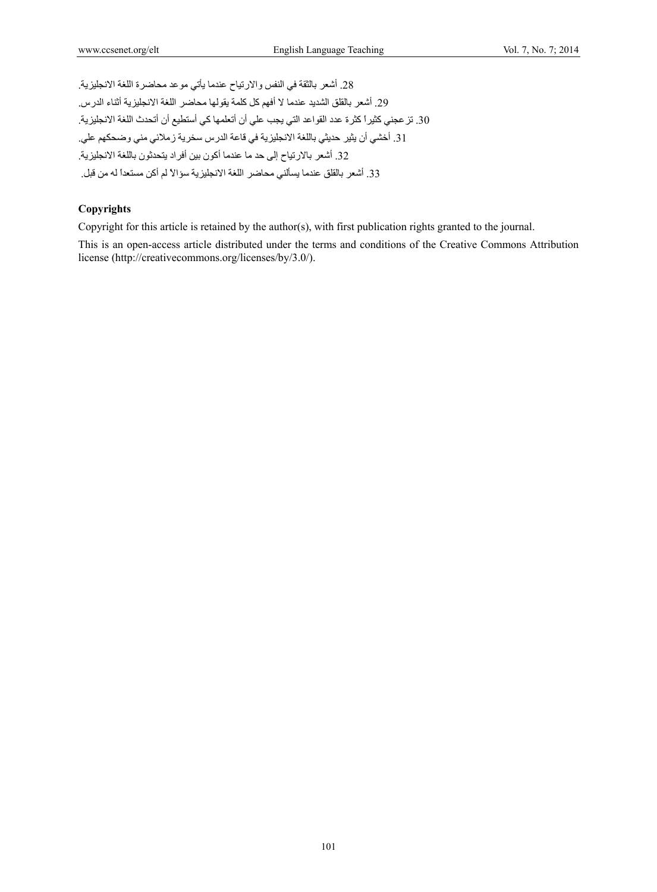28. أشعر بالثقة في النفس والارتياح عندما يأتي موعد محاضرة اللغة الانجليزية.

29. أشعر بالقلق الشديد عندما لا أفهم كل كلمة يقولها محاضر اللغة الانجليزية أثناء الدرس.

30. تزعجني كثيراً كثرة عدد القواعد التي يجب علي أن أتعلمها كي أستطيع أن أتحدث اللغة الانجليزية.

31. أخشي أن يثير حديثي باللغة الانجليزية في قاعة الدرس سخرية زملائي مني وضحكهم علي.

32. أشعر بالارتياح إلى حد ما عندما أكون بين أفراد يتحدثون باللغة الانجليزية.

33. أشعر بالقلق عندما يسألني محاضر اللغة الانجليزية سؤالاً لم أكن مستعداً له من قبل.

**Copyrights**

Copyright for this article is retained by the author(s), with first publication rights granted to the journal.

This is an open-access article distributed under the terms and conditions of the Creative Commons Attribution license (http://creativecommons.org/licenses/by/3.0/).